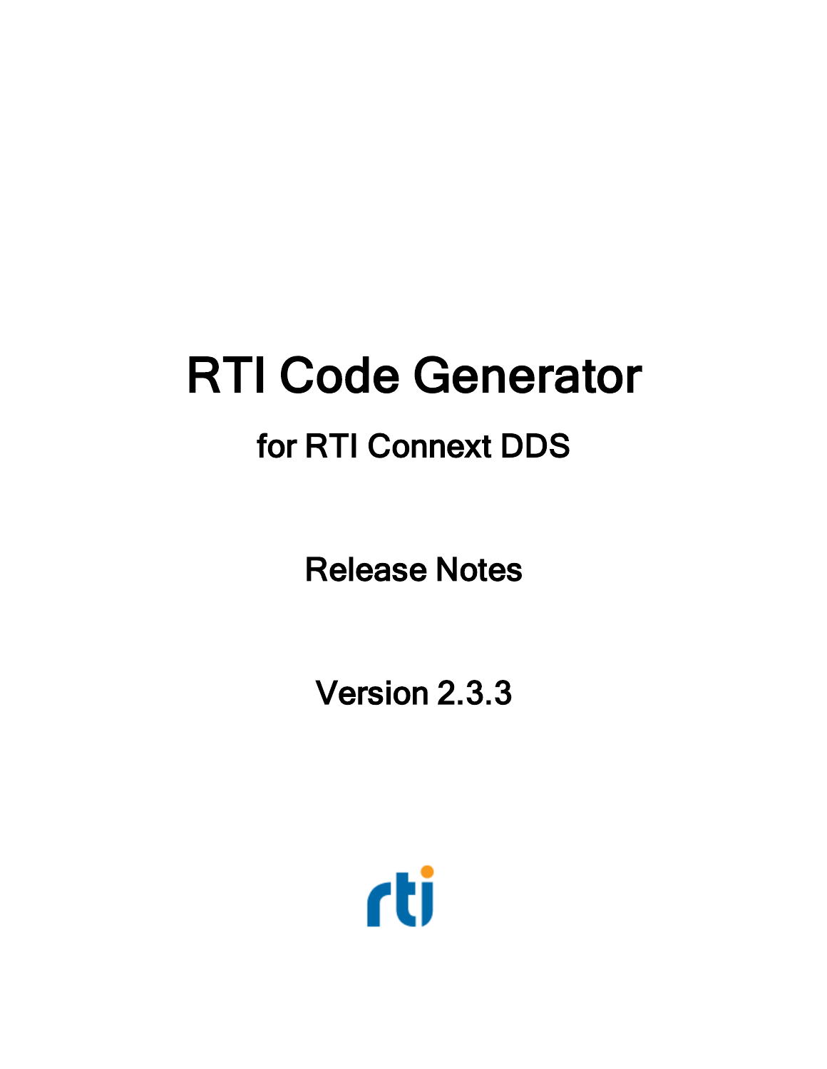# RTI Code Generator

## for RTI Connext DDS

## Release Notes

## Version 2.3.3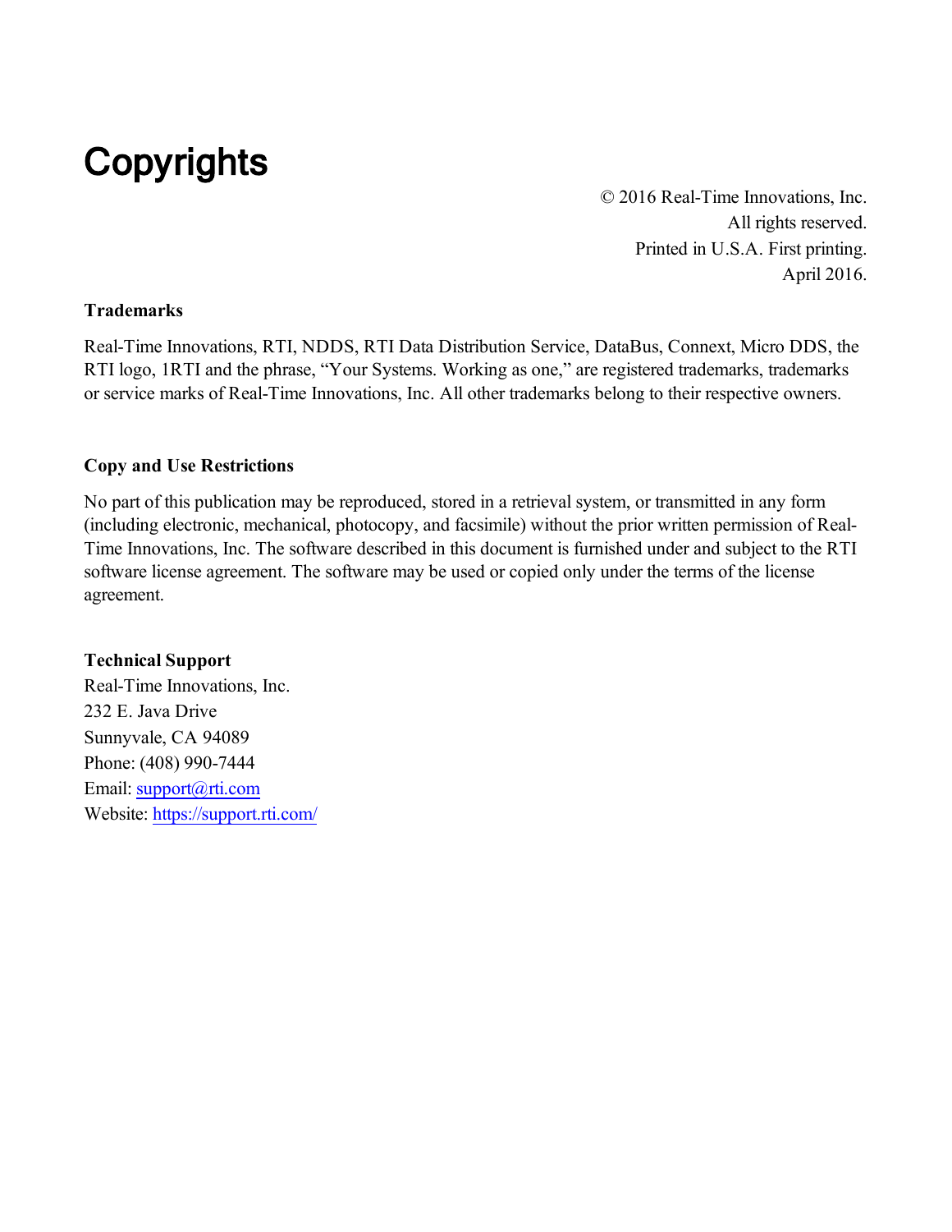# Copyrights

© 2016 Real-Time Innovations, Inc.
All rights reserved.
Printed in U.S.A. First printing.
April 2016.

**Trademarks**

Real-Time Innovations, RTI, NDDS, RTI Data Distribution Service, DataBus, Connext, Micro DDS, the RTI logo, 1RTI and the phrase, "Your Systems. Working as one," are registered trademarks, trademarks or service marks of Real-Time Innovations, Inc. All other trademarks belong to their respective owners.

**Copy and Use Restrictions**

No part of this publication may be reproduced, stored in a retrieval system, or transmitted in any form (including electronic, mechanical, photocopy, and facsimile) without the prior written permission of Real-Time Innovations, Inc. The software described in this document is furnished under and subject to the RTI software license agreement. The software may be used or copied only under the terms of the license agreement.

**Technical Support**
Real-Time Innovations, Inc.
232 E. Java Drive
Sunnyvale, CA 94089
Phone: (408) 990-7444
Email: support@rti.com
Website: https://support.rti.com/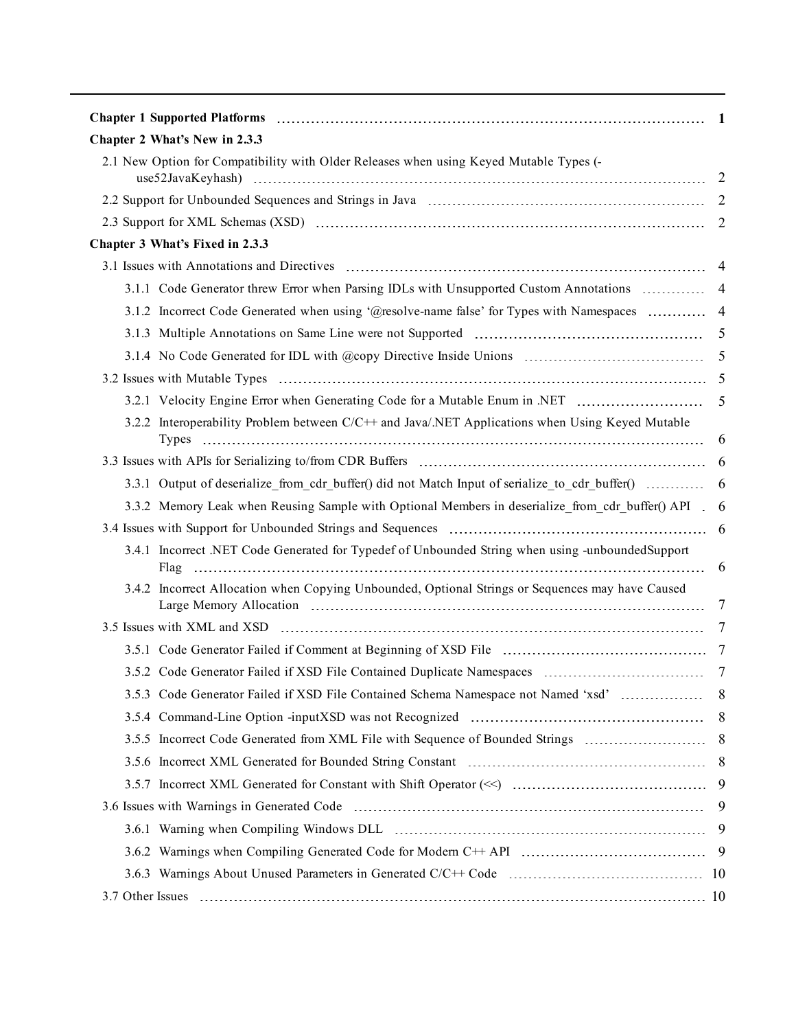**Chapter 1 Supported Platforms** 1

**Chapter 2 What's New in 2.3.3**

- 2.1 New Option for Compatibility with Older Releases when using Keyed Mutable Types (-use52JavaKeyhash) 2
- 2.2 Support for Unbounded Sequences and Strings in Java 2
- 2.3 Support for XML Schemas (XSD) 2

**Chapter 3 What's Fixed in 2.3.3**

- 3.1 Issues with Annotations and Directives 4
  - 3.1.1 Code Generator threw Error when Parsing IDLs with Unsupported Custom Annotations 4
  - 3.1.2 Incorrect Code Generated when using '@resolve-name false' for Types with Namespaces 4
  - 3.1.3 Multiple Annotations on Same Line were not Supported 5
  - 3.1.4 No Code Generated for IDL with @copy Directive Inside Unions 5
- 3.2 Issues with Mutable Types 5
  - 3.2.1 Velocity Engine Error when Generating Code for a Mutable Enum in .NET 5
  - 3.2.2 Interoperability Problem between C/C++ and Java/.NET Applications when Using Keyed Mutable Types 6
- 3.3 Issues with APIs for Serializing to/from CDR Buffers 6
  - 3.3.1 Output of deserialize_from_cdr_buffer() did not Match Input of serialize_to_cdr_buffer() 6
  - 3.3.2 Memory Leak when Reusing Sample with Optional Members in deserialize_from_cdr_buffer() API 6
- 3.4 Issues with Support for Unbounded Strings and Sequences 6
  - 3.4.1 Incorrect .NET Code Generated for Typedef of Unbounded String when using -unboundedSupport Flag 6
  - 3.4.2 Incorrect Allocation when Copying Unbounded, Optional Strings or Sequences may have Caused Large Memory Allocation 7
- 3.5 Issues with XML and XSD 7
  - 3.5.1 Code Generator Failed if Comment at Beginning of XSD File 7
  - 3.5.2 Code Generator Failed if XSD File Contained Duplicate Namespaces 7
  - 3.5.3 Code Generator Failed if XSD File Contained Schema Namespace not Named 'xsd' 8
  - 3.5.4 Command-Line Option -inputXSD was not Recognized 8
  - 3.5.5 Incorrect Code Generated from XML File with Sequence of Bounded Strings 8
  - 3.5.6 Incorrect XML Generated for Bounded String Constant 8
  - 3.5.7 Incorrect XML Generated for Constant with Shift Operator (<<) 9
- 3.6 Issues with Warnings in Generated Code 9
  - 3.6.1 Warning when Compiling Windows DLL 9
  - 3.6.2 Warnings when Compiling Generated Code for Modern C++ API 9
  - 3.6.3 Warnings About Unused Parameters in Generated C/C++ Code 10
- 3.7 Other Issues 10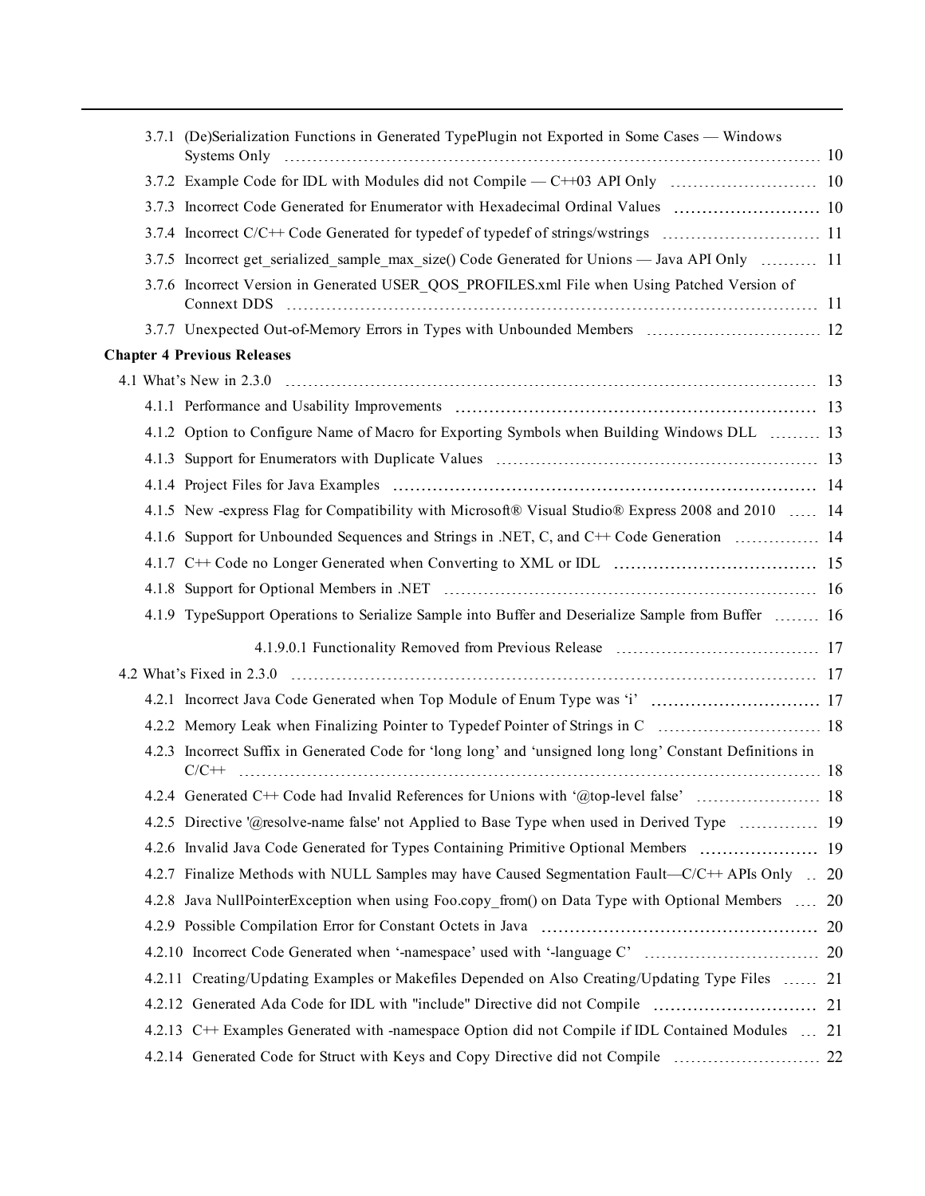- 3.7.1 (De)Serialization Functions in Generated TypePlugin not Exported in Some Cases — Windows Systems Only ... 10
- 3.7.2 Example Code for IDL with Modules did not Compile — C++03 API Only ... 10
- 3.7.3 Incorrect Code Generated for Enumerator with Hexadecimal Ordinal Values ... 10
- 3.7.4 Incorrect C/C++ Code Generated for typedef of typedef of strings/wstrings ... 11
- 3.7.5 Incorrect get_serialized_sample_max_size() Code Generated for Unions — Java API Only ... 11
- 3.7.6 Incorrect Version in Generated USER_QOS_PROFILES.xml File when Using Patched Version of Connext DDS ... 11
- 3.7.7 Unexpected Out-of-Memory Errors in Types with Unbounded Members ... 12

**Chapter 4 Previous Releases**

- 4.1 What's New in 2.3.0 ... 13
  - 4.1.1 Performance and Usability Improvements ... 13
  - 4.1.2 Option to Configure Name of Macro for Exporting Symbols when Building Windows DLL ... 13
  - 4.1.3 Support for Enumerators with Duplicate Values ... 13
  - 4.1.4 Project Files for Java Examples ... 14
  - 4.1.5 New -express Flag for Compatibility with Microsoft® Visual Studio® Express 2008 and 2010 ... 14
  - 4.1.6 Support for Unbounded Sequences and Strings in .NET, C, and C++ Code Generation ... 14
  - 4.1.7 C++ Code no Longer Generated when Converting to XML or IDL ... 15
  - 4.1.8 Support for Optional Members in .NET ... 16
  - 4.1.9 TypeSupport Operations to Serialize Sample into Buffer and Deserialize Sample from Buffer ... 16
    - 4.1.9.0.1 Functionality Removed from Previous Release ... 17
- 4.2 What's Fixed in 2.3.0 ... 17
  - 4.2.1 Incorrect Java Code Generated when Top Module of Enum Type was 'i' ... 17
  - 4.2.2 Memory Leak when Finalizing Pointer to Typedef Pointer of Strings in C ... 18
  - 4.2.3 Incorrect Suffix in Generated Code for 'long long' and 'unsigned long long' Constant Definitions in C/C++ ... 18
  - 4.2.4 Generated C++ Code had Invalid References for Unions with '@top-level false' ... 18
  - 4.2.5 Directive '@resolve-name false' not Applied to Base Type when used in Derived Type ... 19
  - 4.2.6 Invalid Java Code Generated for Types Containing Primitive Optional Members ... 19
  - 4.2.7 Finalize Methods with NULL Samples may have Caused Segmentation Fault—C/C++ APIs Only ... 20
  - 4.2.8 Java NullPointerException when using Foo.copy_from() on Data Type with Optional Members ... 20
  - 4.2.9 Possible Compilation Error for Constant Octets in Java ... 20
  - 4.2.10 Incorrect Code Generated when '-namespace' used with '-language C' ... 20
  - 4.2.11 Creating/Updating Examples or Makefiles Depended on Also Creating/Updating Type Files ... 21
  - 4.2.12 Generated Ada Code for IDL with "include" Directive did not Compile ... 21
  - 4.2.13 C++ Examples Generated with -namespace Option did not Compile if IDL Contained Modules ... 21
  - 4.2.14 Generated Code for Struct with Keys and Copy Directive did not Compile ... 22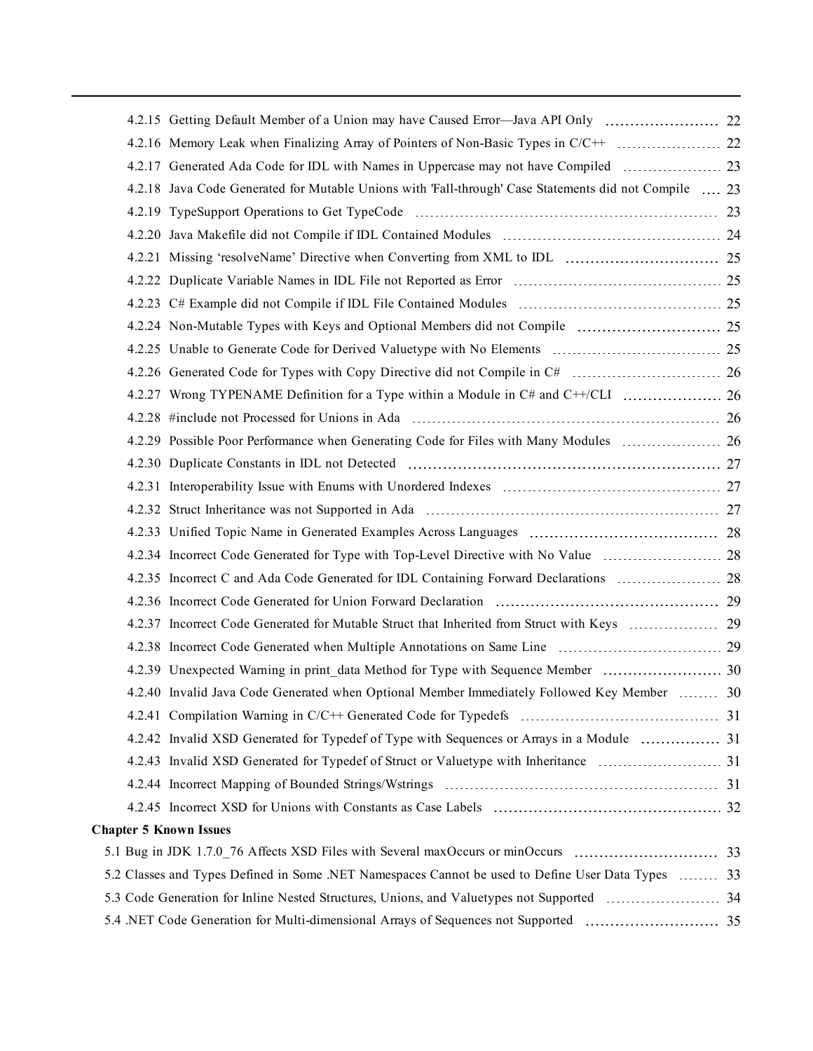4.2.15 Getting Default Member of a Union may have Caused Error—Java API Only ........ 22

4.2.16 Memory Leak when Finalizing Array of Pointers of Non-Basic Types in C/C++ ........ 22

4.2.17 Generated Ada Code for IDL with Names in Uppercase may not have Compiled ........ 23

4.2.18 Java Code Generated for Mutable Unions with 'Fall-through' Case Statements did not Compile .... 23

4.2.19 TypeSupport Operations to Get TypeCode ........ 23

4.2.20 Java Makefile did not Compile if IDL Contained Modules ........ 24

4.2.21 Missing 'resolveName' Directive when Converting from XML to IDL ........ 25

4.2.22 Duplicate Variable Names in IDL File not Reported as Error ........ 25

4.2.23 C# Example did not Compile if IDL File Contained Modules ........ 25

4.2.24 Non-Mutable Types with Keys and Optional Members did not Compile ........ 25

4.2.25 Unable to Generate Code for Derived Valuetype with No Elements ........ 25

4.2.26 Generated Code for Types with Copy Directive did not Compile in C# ........ 26

4.2.27 Wrong TYPENAME Definition for a Type within a Module in C# and C++/CLI ........ 26

4.2.28 #include not Processed for Unions in Ada ........ 26

4.2.29 Possible Poor Performance when Generating Code for Files with Many Modules ........ 26

4.2.30 Duplicate Constants in IDL not Detected ........ 27

4.2.31 Interoperability Issue with Enums with Unordered Indexes ........ 27

4.2.32 Struct Inheritance was not Supported in Ada ........ 27

4.2.33 Unified Topic Name in Generated Examples Across Languages ........ 28

4.2.34 Incorrect Code Generated for Type with Top-Level Directive with No Value ........ 28

4.2.35 Incorrect C and Ada Code Generated for IDL Containing Forward Declarations ........ 28

4.2.36 Incorrect Code Generated for Union Forward Declaration ........ 29

4.2.37 Incorrect Code Generated for Mutable Struct that Inherited from Struct with Keys ........ 29

4.2.38 Incorrect Code Generated when Multiple Annotations on Same Line ........ 29

4.2.39 Unexpected Warning in print_data Method for Type with Sequence Member ........ 30

4.2.40 Invalid Java Code Generated when Optional Member Immediately Followed Key Member ........ 30

4.2.41 Compilation Warning in C/C++ Generated Code for Typedefs ........ 31

4.2.42 Invalid XSD Generated for Typedef of Type with Sequences or Arrays in a Module ........ 31

4.2.43 Invalid XSD Generated for Typedef of Struct or Valuetype with Inheritance ........ 31

4.2.44 Incorrect Mapping of Bounded Strings/Wstrings ........ 31

4.2.45 Incorrect XSD for Unions with Constants as Case Labels ........ 32

**Chapter 5 Known Issues**

5.1 Bug in JDK 1.7.0_76 Affects XSD Files with Several maxOccurs or minOccurs ........ 33

5.2 Classes and Types Defined in Some .NET Namespaces Cannot be used to Define User Data Types ........ 33

5.3 Code Generation for Inline Nested Structures, Unions, and Valuetypes not Supported ........ 34

5.4 .NET Code Generation for Multi-dimensional Arrays of Sequences not Supported ........ 35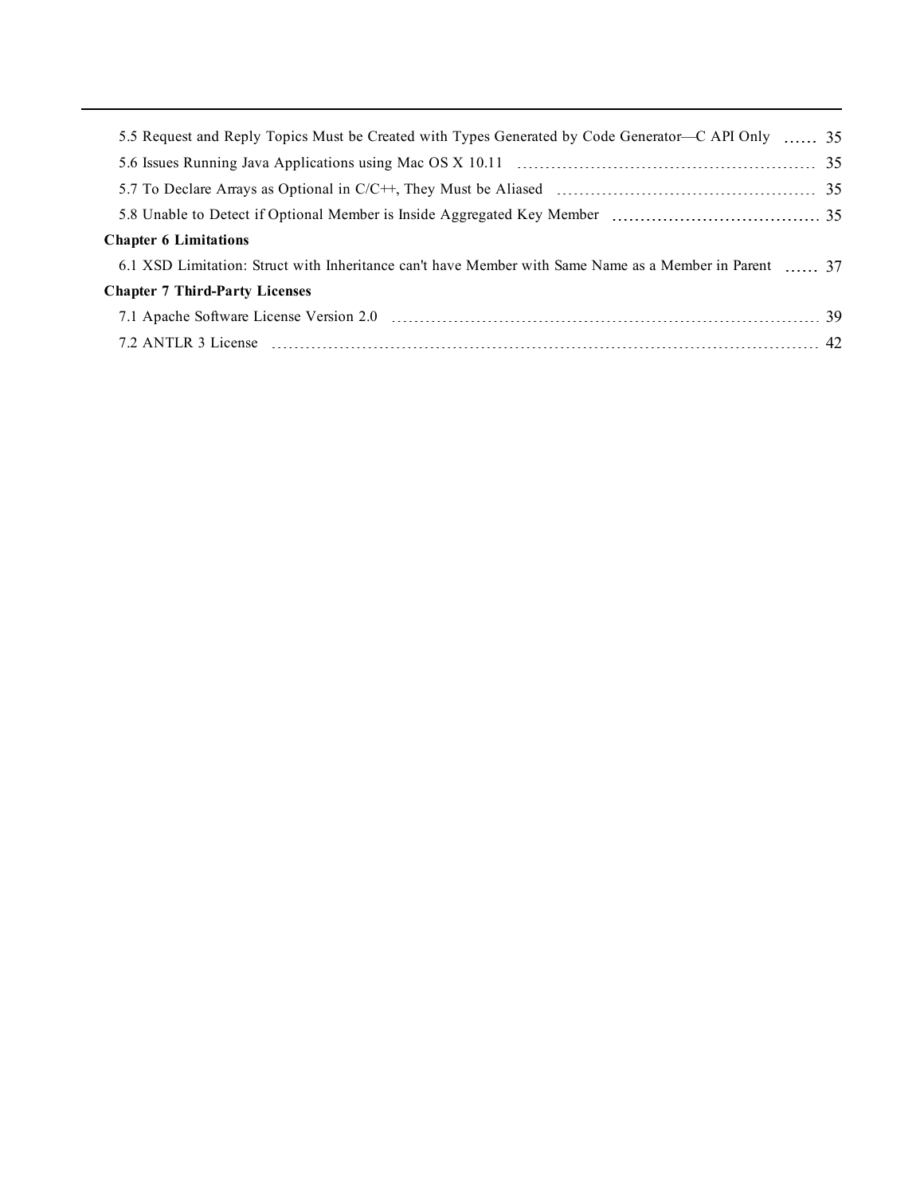5.5 Request and Reply Topics Must be Created with Types Generated by Code Generator—C API Only ...... 35

5.6 Issues Running Java Applications using Mac OS X 10.11 ...... 35

5.7 To Declare Arrays as Optional in C/C++, They Must be Aliased ...... 35

5.8 Unable to Detect if Optional Member is Inside Aggregated Key Member ...... 35

**Chapter 6 Limitations**

6.1 XSD Limitation: Struct with Inheritance can't have Member with Same Name as a Member in Parent ...... 37

**Chapter 7 Third-Party Licenses**

7.1 Apache Software License Version 2.0 ...... 39

7.2 ANTLR 3 License ...... 42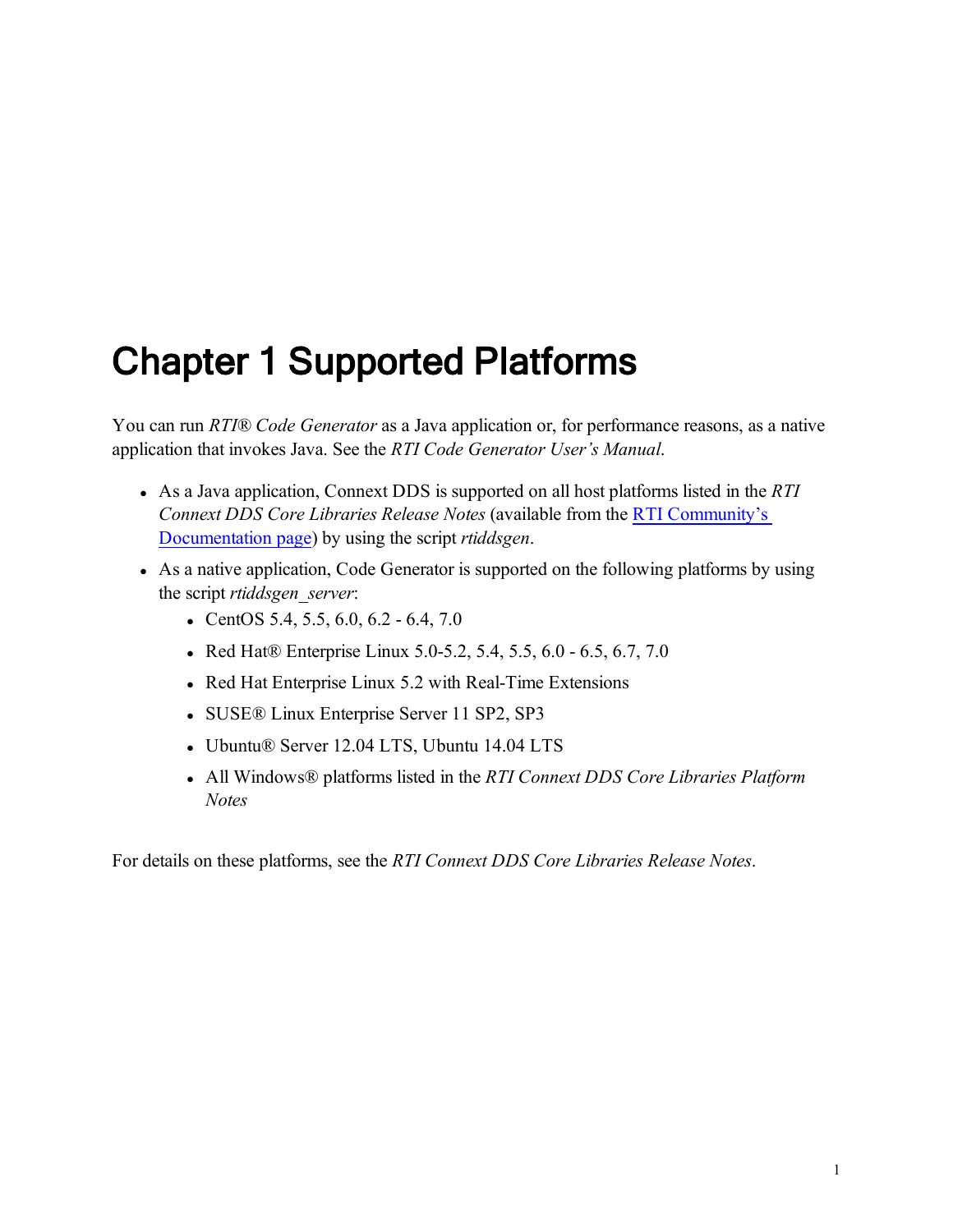# Chapter 1 Supported Platforms

You can run *RTI® Code Generator* as a Java application or, for performance reasons, as a native application that invokes Java. See the *RTI Code Generator User's Manual*.

- As a Java application, Connext DDS is supported on all host platforms listed in the *RTI Connext DDS Core Libraries Release Notes* (available from the [RTI Community's Documentation page](#)) by using the script *rtiddsgen*.
- As a native application, Code Generator is supported on the following platforms by using the script *rtiddsgen_server*:
  - CentOS 5.4, 5.5, 6.0, 6.2 - 6.4, 7.0
  - Red Hat® Enterprise Linux 5.0-5.2, 5.4, 5.5, 6.0 - 6.5, 6.7, 7.0
  - Red Hat Enterprise Linux 5.2 with Real-Time Extensions
  - SUSE® Linux Enterprise Server 11 SP2, SP3
  - Ubuntu® Server 12.04 LTS, Ubuntu 14.04 LTS
  - All Windows® platforms listed in the *RTI Connext DDS Core Libraries Platform Notes*

For details on these platforms, see the *RTI Connext DDS Core Libraries Release Notes*.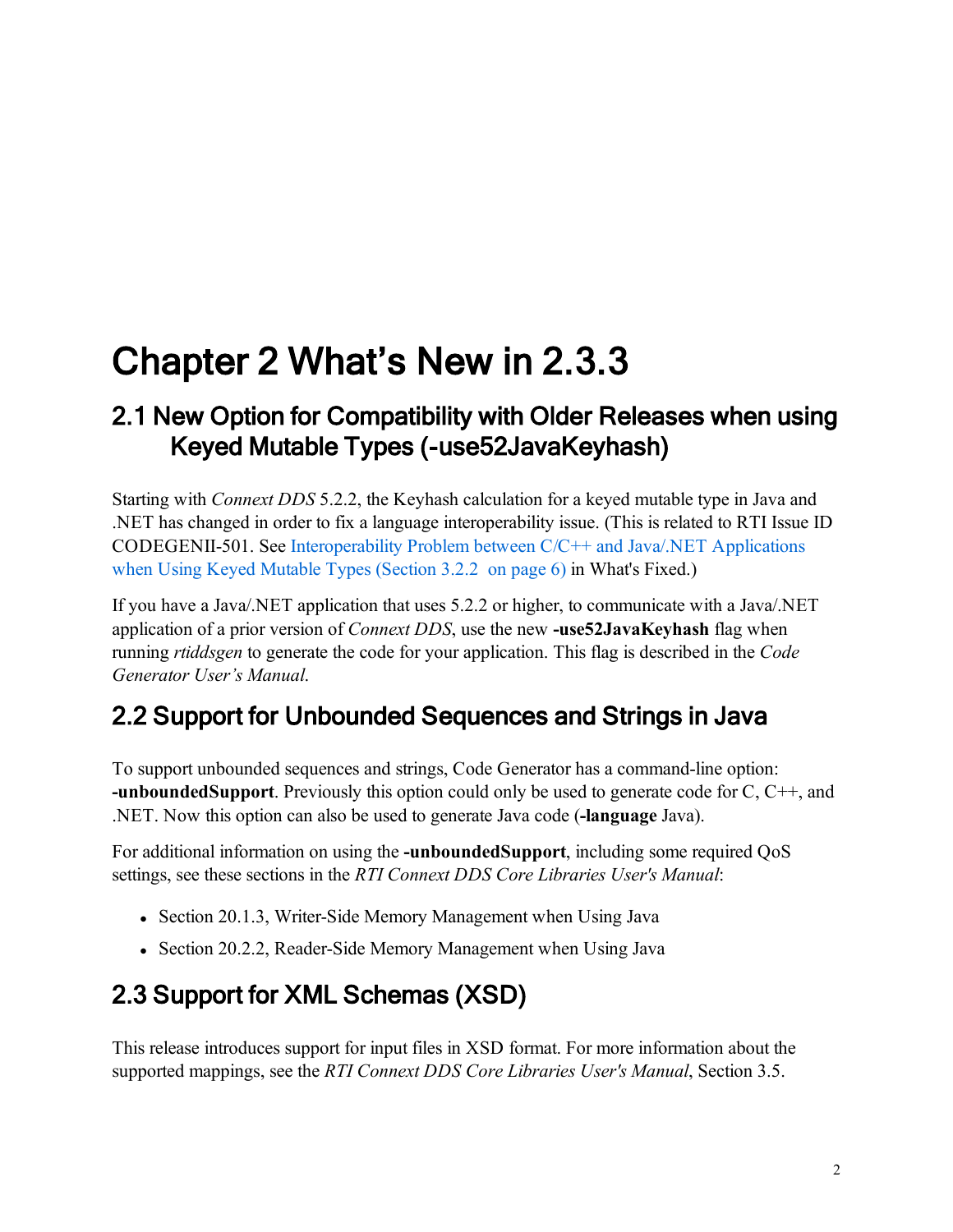# Chapter 2 What's New in 2.3.3

## 2.1 New Option for Compatibility with Older Releases when using Keyed Mutable Types (-use52JavaKeyhash)

Starting with *Connext DDS* 5.2.2, the Keyhash calculation for a keyed mutable type in Java and .NET has changed in order to fix a language interoperability issue. (This is related to RTI Issue ID CODEGENII-501. See Interoperability Problem between C/C++ and Java/.NET Applications when Using Keyed Mutable Types (Section 3.2.2 on page 6) in What's Fixed.)

If you have a Java/.NET application that uses 5.2.2 or higher, to communicate with a Java/.NET application of a prior version of *Connext DDS*, use the new **-use52JavaKeyhash** flag when running *rtiddsgen* to generate the code for your application. This flag is described in the *Code Generator User's Manual*.

## 2.2 Support for Unbounded Sequences and Strings in Java

To support unbounded sequences and strings, Code Generator has a command-line option: **-unboundedSupport**. Previously this option could only be used to generate code for C, C++, and .NET. Now this option can also be used to generate Java code (**-language** Java).

For additional information on using the **-unboundedSupport**, including some required QoS settings, see these sections in the *RTI Connext DDS Core Libraries User's Manual*:

- Section 20.1.3, Writer-Side Memory Management when Using Java
- Section 20.2.2, Reader-Side Memory Management when Using Java

## 2.3 Support for XML Schemas (XSD)

This release introduces support for input files in XSD format. For more information about the supported mappings, see the *RTI Connext DDS Core Libraries User's Manual*, Section 3.5.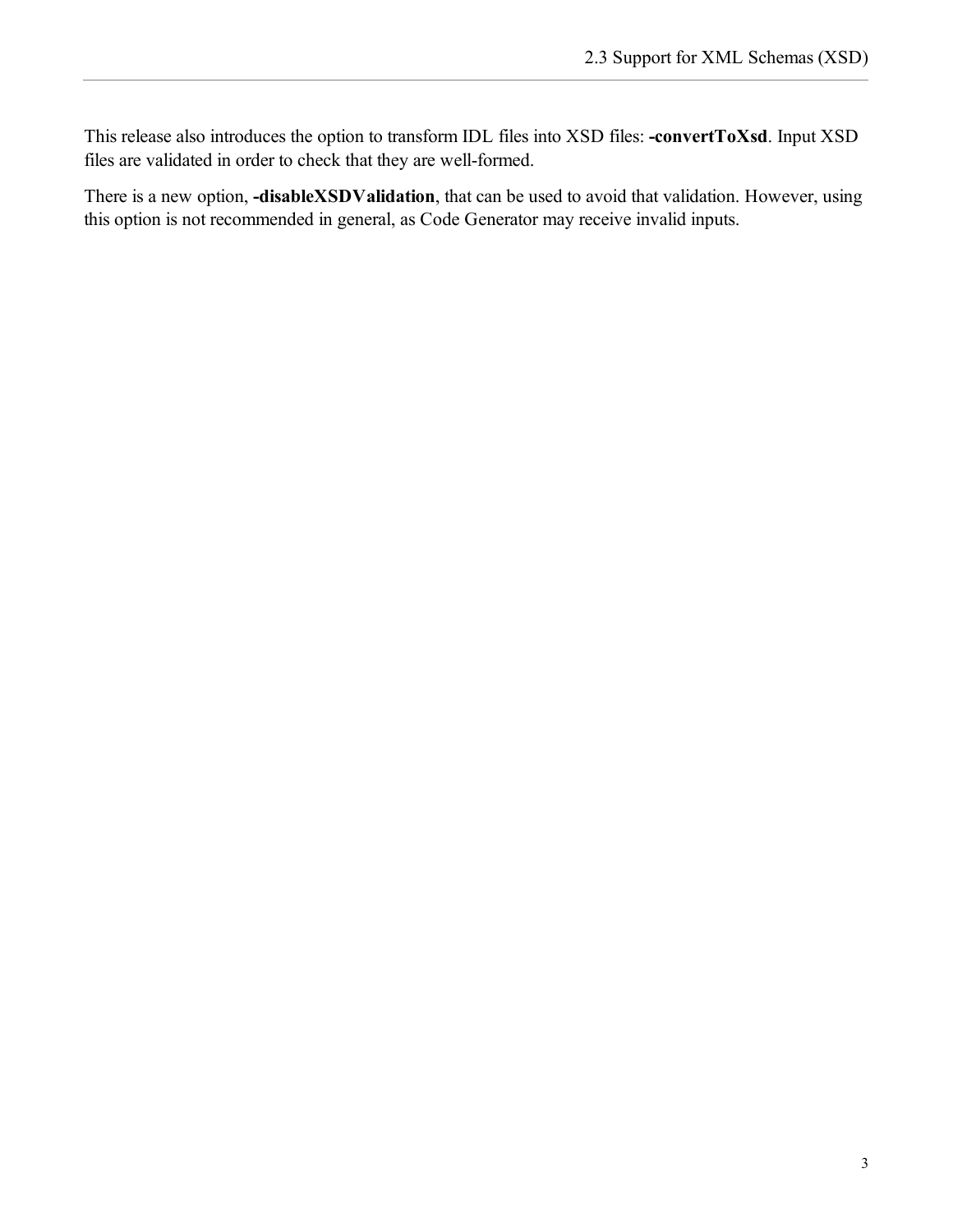This release also introduces the option to transform IDL files into XSD files: **-convertToXsd**. Input XSD files are validated in order to check that they are well-formed.

There is a new option, **-disableXSDValidation**, that can be used to avoid that validation. However, using this option is not recommended in general, as Code Generator may receive invalid inputs.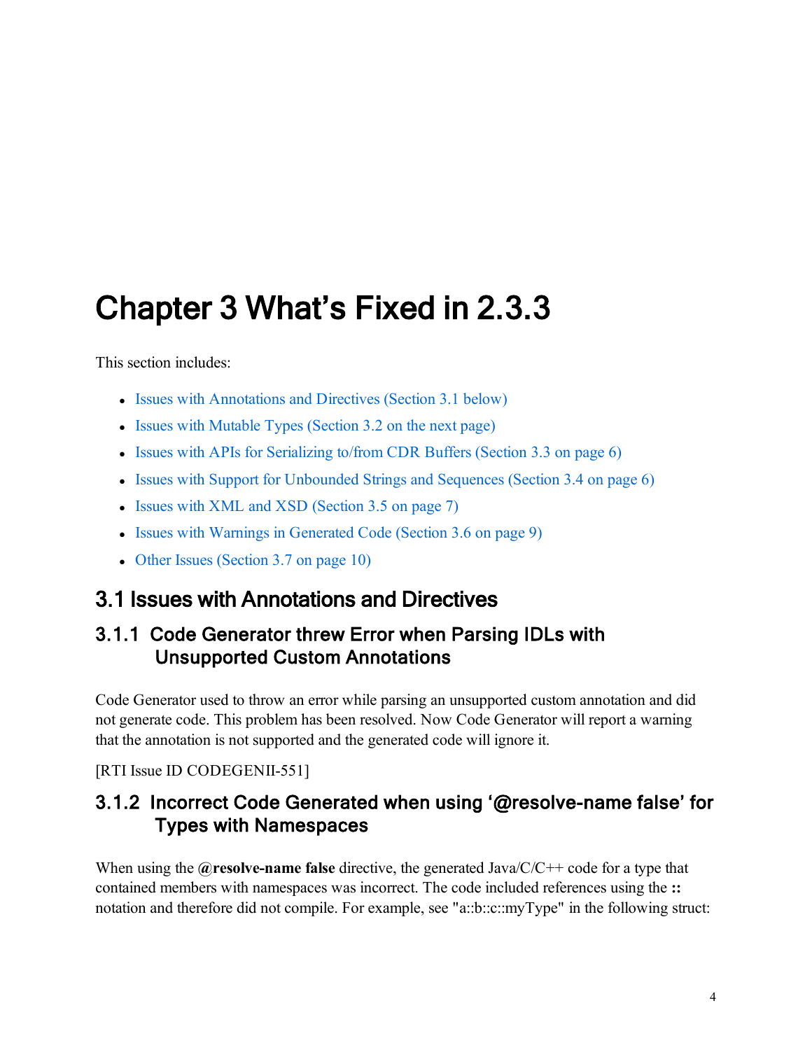# Chapter 3 What's Fixed in 2.3.3

This section includes:

- Issues with Annotations and Directives (Section 3.1 below)
- Issues with Mutable Types (Section 3.2 on the next page)
- Issues with APIs for Serializing to/from CDR Buffers (Section 3.3 on page 6)
- Issues with Support for Unbounded Strings and Sequences (Section 3.4 on page 6)
- Issues with XML and XSD (Section 3.5 on page 7)
- Issues with Warnings in Generated Code (Section 3.6 on page 9)
- Other Issues (Section 3.7 on page 10)

## 3.1 Issues with Annotations and Directives

### 3.1.1 Code Generator threw Error when Parsing IDLs with Unsupported Custom Annotations

Code Generator used to throw an error while parsing an unsupported custom annotation and did not generate code. This problem has been resolved. Now Code Generator will report a warning that the annotation is not supported and the generated code will ignore it.

[RTI Issue ID CODEGENII-551]

### 3.1.2 Incorrect Code Generated when using '@resolve-name false' for Types with Namespaces

When using the **@resolve-name false** directive, the generated Java/C/C++ code for a type that contained members with namespaces was incorrect. The code included references using the **::** notation and therefore did not compile. For example, see "a::b::c::myType" in the following struct: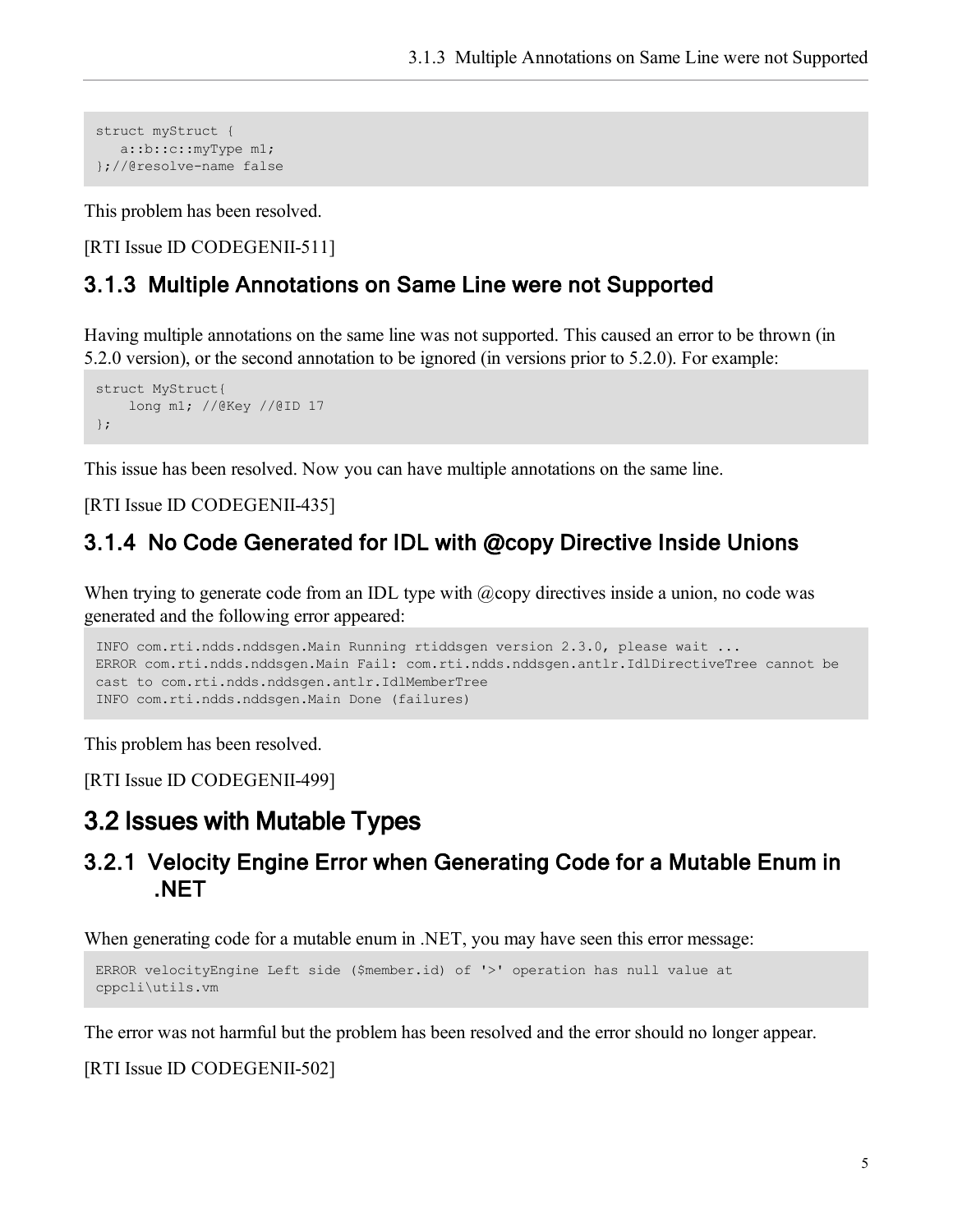```
struct myStruct {
   a::b::c::myType m1;
};//@resolve-name false
```

This problem has been resolved.

[RTI Issue ID CODEGENII-511]

### 3.1.3 Multiple Annotations on Same Line were not Supported

Having multiple annotations on the same line was not supported. This caused an error to be thrown (in 5.2.0 version), or the second annotation to be ignored (in versions prior to 5.2.0). For example:

```
struct MyStruct{
    long m1; //@Key //@ID 17
};
```

This issue has been resolved. Now you can have multiple annotations on the same line.

[RTI Issue ID CODEGENII-435]

### 3.1.4 No Code Generated for IDL with @copy Directive Inside Unions

When trying to generate code from an IDL type with @copy directives inside a union, no code was generated and the following error appeared:

```
INFO com.rti.ndds.nddsgen.Main Running rtiddsgen version 2.3.0, please wait ...
ERROR com.rti.ndds.nddsgen.Main Fail: com.rti.ndds.nddsgen.antlr.IdlDirectiveTree cannot be
cast to com.rti.ndds.nddsgen.antlr.IdlMemberTree
INFO com.rti.ndds.nddsgen.Main Done (failures)
```

This problem has been resolved.

[RTI Issue ID CODEGENII-499]

## 3.2 Issues with Mutable Types

### 3.2.1 Velocity Engine Error when Generating Code for a Mutable Enum in .NET

When generating code for a mutable enum in .NET, you may have seen this error message:

```
ERROR velocityEngine Left side ($member.id) of '>' operation has null value at
cppcli\utils.vm
```

The error was not harmful but the problem has been resolved and the error should no longer appear.

[RTI Issue ID CODEGENII-502]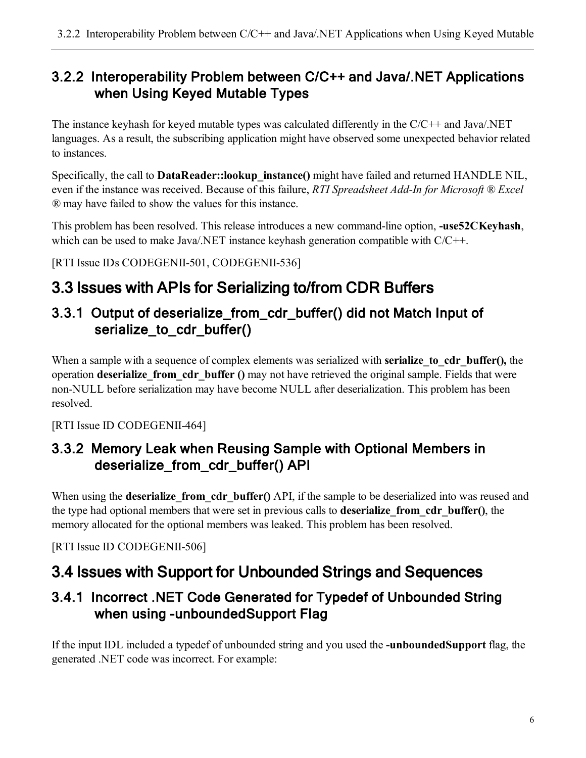### 3.2.2 Interoperability Problem between C/C++ and Java/.NET Applications when Using Keyed Mutable Types

The instance keyhash for keyed mutable types was calculated differently in the C/C++ and Java/.NET languages. As a result, the subscribing application might have observed some unexpected behavior related to instances.

Specifically, the call to **DataReader::lookup_instance()** might have failed and returned HANDLE NIL, even if the instance was received. Because of this failure, *RTI Spreadsheet Add-In for Microsoft ® Excel* ® may have failed to show the values for this instance.

This problem has been resolved. This release introduces a new command-line option, **-use52CKeyhash**, which can be used to make Java/.NET instance keyhash generation compatible with C/C++.

[RTI Issue IDs CODEGENII-501, CODEGENII-536]

## 3.3 Issues with APIs for Serializing to/from CDR Buffers

### 3.3.1 Output of deserialize_from_cdr_buffer() did not Match Input of serialize_to_cdr_buffer()

When a sample with a sequence of complex elements was serialized with **serialize_to_cdr_buffer(),** the operation **deserialize_from_cdr_buffer ()** may not have retrieved the original sample. Fields that were non-NULL before serialization may have become NULL after deserialization. This problem has been resolved.

[RTI Issue ID CODEGENII-464]

### 3.3.2 Memory Leak when Reusing Sample with Optional Members in deserialize_from_cdr_buffer() API

When using the **deserialize_from_cdr_buffer()** API, if the sample to be deserialized into was reused and the type had optional members that were set in previous calls to **deserialize_from_cdr_buffer()**, the memory allocated for the optional members was leaked. This problem has been resolved.

[RTI Issue ID CODEGENII-506]

## 3.4 Issues with Support for Unbounded Strings and Sequences

### 3.4.1 Incorrect .NET Code Generated for Typedef of Unbounded String when using -unboundedSupport Flag

If the input IDL included a typedef of unbounded string and you used the **-unboundedSupport** flag, the generated .NET code was incorrect. For example: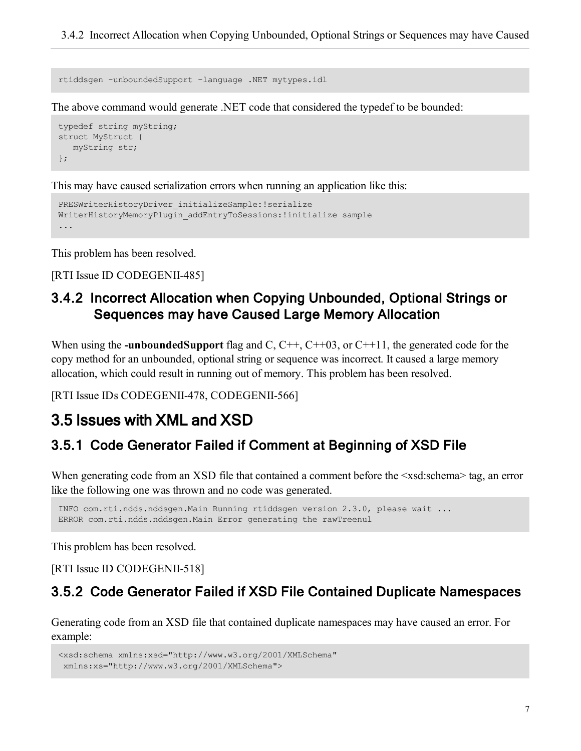```
rtiddsgen -unboundedSupport -language .NET mytypes.idl
```

The above command would generate .NET code that considered the typedef to be bounded:

```
typedef string myString;
struct MyStruct {
   myString str;
};
```

This may have caused serialization errors when running an application like this:

```
PRESWriterHistoryDriver_initializeSample:!serialize
WriterHistoryMemoryPlugin_addEntryToSessions:!initialize sample
...
```

This problem has been resolved.

[RTI Issue ID CODEGENII-485]

### 3.4.2 Incorrect Allocation when Copying Unbounded, Optional Strings or Sequences may have Caused Large Memory Allocation

When using the **-unboundedSupport** flag and C, C++, C++03, or C++11, the generated code for the copy method for an unbounded, optional string or sequence was incorrect. It caused a large memory allocation, which could result in running out of memory. This problem has been resolved.

[RTI Issue IDs CODEGENII-478, CODEGENII-566]

## 3.5 Issues with XML and XSD

### 3.5.1 Code Generator Failed if Comment at Beginning of XSD File

When generating code from an XSD file that contained a comment before the <xsd:schema> tag, an error like the following one was thrown and no code was generated.

```
INFO com.rti.ndds.nddsgen.Main Running rtiddsgen version 2.3.0, please wait ...
ERROR com.rti.ndds.nddsgen.Main Error generating the rawTreenul
```

This problem has been resolved.

[RTI Issue ID CODEGENII-518]

### 3.5.2 Code Generator Failed if XSD File Contained Duplicate Namespaces

Generating code from an XSD file that contained duplicate namespaces may have caused an error. For example:

```
<xsd:schema xmlns:xsd="http://www.w3.org/2001/XMLSchema"
 xmlns:xs="http://www.w3.org/2001/XMLSchema">
```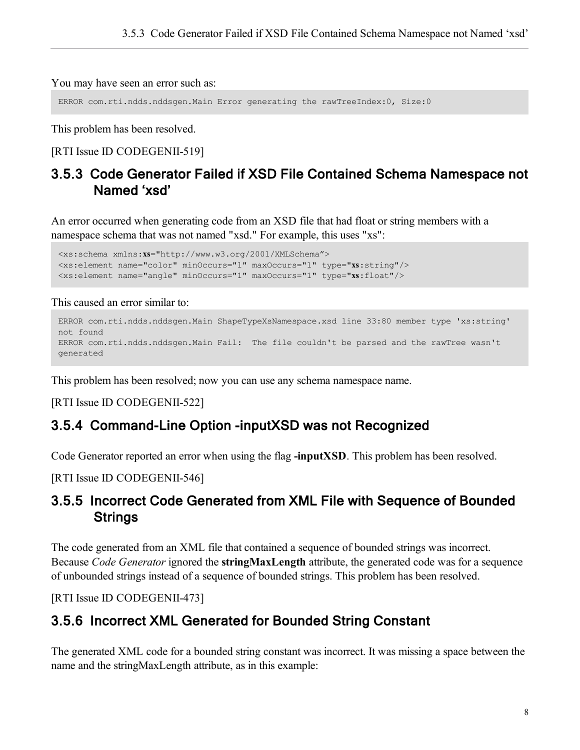You may have seen an error such as:

```
ERROR com.rti.ndds.nddsgen.Main Error generating the rawTreeIndex:0, Size:0
```

This problem has been resolved.

[RTI Issue ID CODEGENII-519]

### 3.5.3 Code Generator Failed if XSD File Contained Schema Namespace not Named ‘xsd’

An error occurred when generating code from an XSD file that had float or string members with a namespace schema that was not named "xsd." For example, this uses "xs":

```
<xs:schema xmlns:xs="http://www.w3.org/2001/XMLSchema”>
<xs:element name="color" minOccurs="1" maxOccurs="1" type="xs:string"/>
<xs:element name="angle" minOccurs="1" maxOccurs="1" type="xs:float"/>
```

This caused an error similar to:

```
ERROR com.rti.ndds.nddsgen.Main ShapeTypeXsNamespace.xsd line 33:80 member type 'xs:string'
not found
ERROR com.rti.ndds.nddsgen.Main Fail:  The file couldn't be parsed and the rawTree wasn't
generated
```

This problem has been resolved; now you can use any schema namespace name.

[RTI Issue ID CODEGENII-522]

### 3.5.4 Command-Line Option -inputXSD was not Recognized

Code Generator reported an error when using the flag **-inputXSD**. This problem has been resolved.

[RTI Issue ID CODEGENII-546]

### 3.5.5 Incorrect Code Generated from XML File with Sequence of Bounded Strings

The code generated from an XML file that contained a sequence of bounded strings was incorrect. Because *Code Generator* ignored the **stringMaxLength** attribute, the generated code was for a sequence of unbounded strings instead of a sequence of bounded strings. This problem has been resolved.

[RTI Issue ID CODEGENII-473]

### 3.5.6 Incorrect XML Generated for Bounded String Constant

The generated XML code for a bounded string constant was incorrect. It was missing a space between the name and the stringMaxLength attribute, as in this example: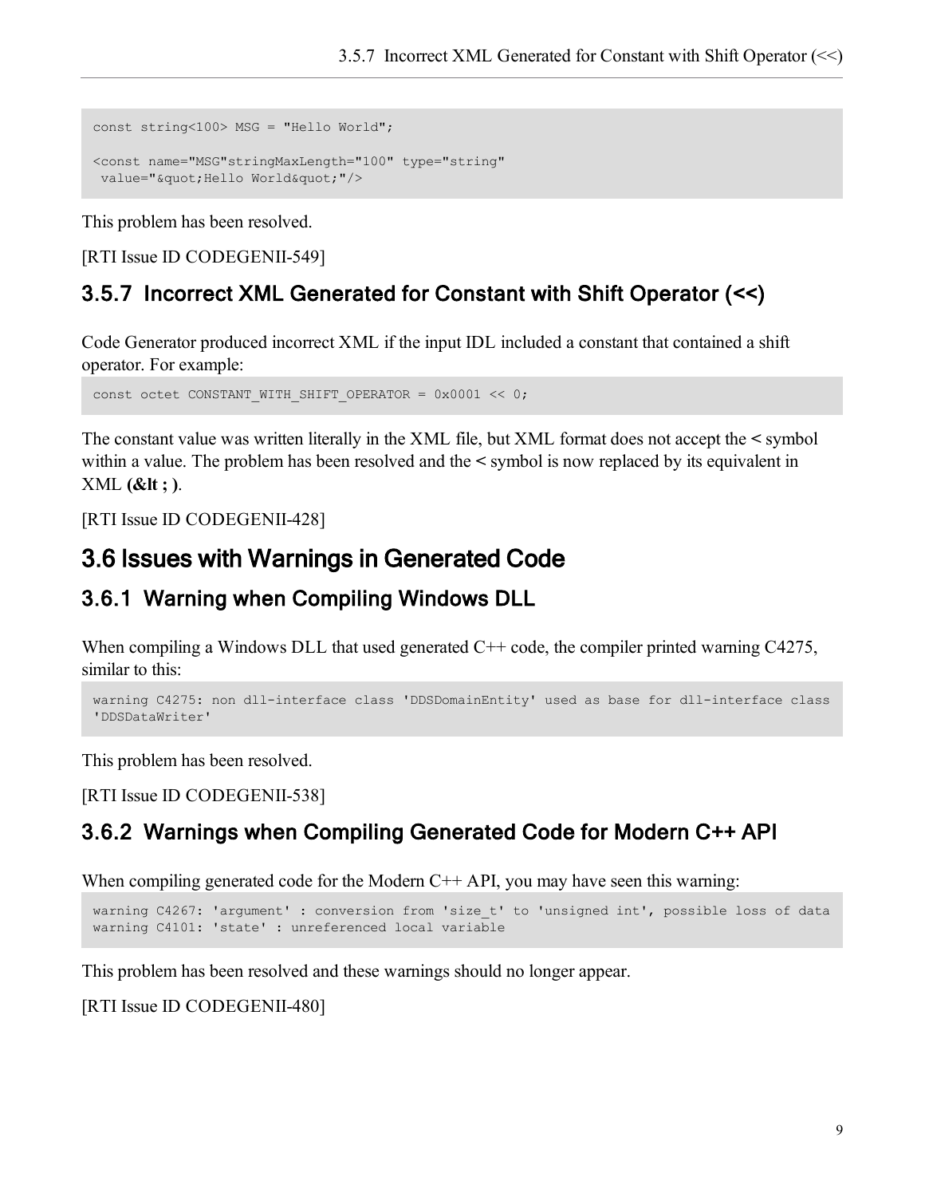```
const string<100> MSG = "Hello World";

<const name="MSG"stringMaxLength="100" type="string"
 value="&quot;Hello World&quot;"/>
```

This problem has been resolved.

[RTI Issue ID CODEGENII-549]

### 3.5.7 Incorrect XML Generated for Constant with Shift Operator (<<)

Code Generator produced incorrect XML if the input IDL included a constant that contained a shift operator. For example:

```
const octet CONSTANT_WITH_SHIFT_OPERATOR = 0x0001 << 0;
```

The constant value was written literally in the XML file, but XML format does not accept the **<** symbol within a value. The problem has been resolved and the **<** symbol is now replaced by its equivalent in XML **(&lt ; )**.

[RTI Issue ID CODEGENII-428]

## 3.6 Issues with Warnings in Generated Code

### 3.6.1 Warning when Compiling Windows DLL

When compiling a Windows DLL that used generated C++ code, the compiler printed warning C4275, similar to this:

```
warning C4275: non dll-interface class 'DDSDomainEntity' used as base for dll-interface class
'DDSDataWriter'
```

This problem has been resolved.

[RTI Issue ID CODEGENII-538]

### 3.6.2 Warnings when Compiling Generated Code for Modern C++ API

When compiling generated code for the Modern C++ API, you may have seen this warning:

```
warning C4267: 'argument' : conversion from 'size_t' to 'unsigned int', possible loss of data
warning C4101: 'state' : unreferenced local variable
```

This problem has been resolved and these warnings should no longer appear.

[RTI Issue ID CODEGENII-480]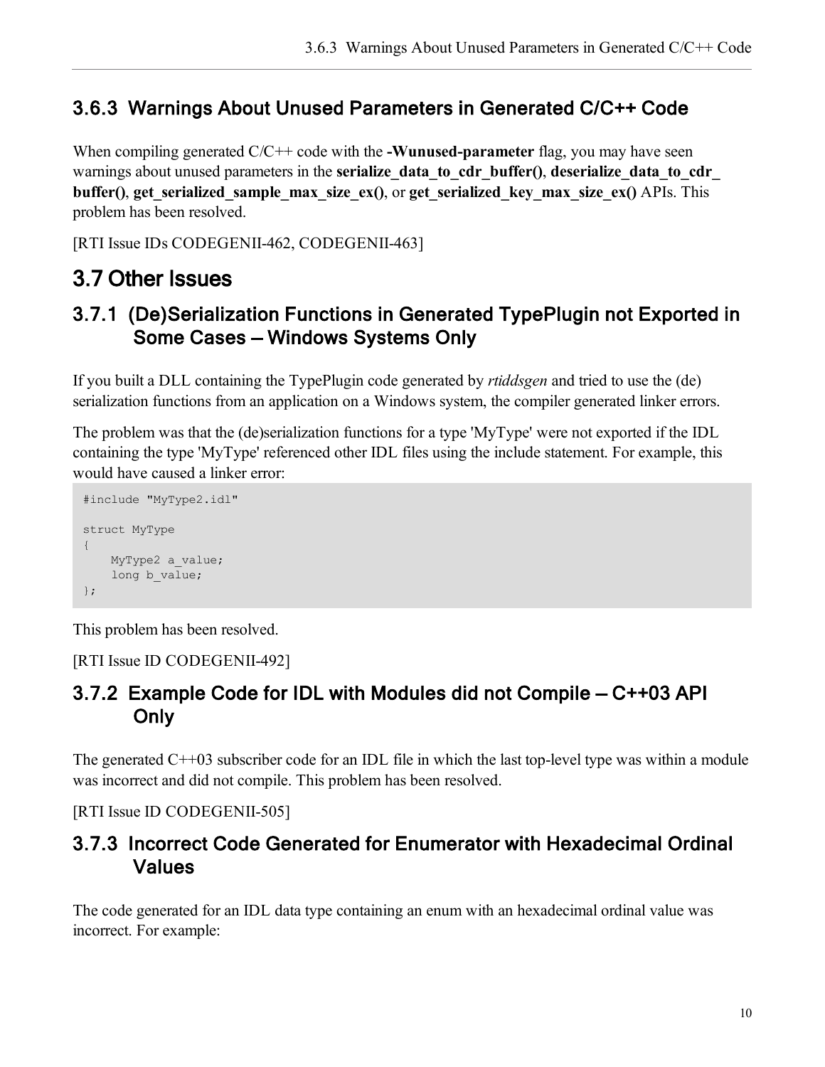### 3.6.3 Warnings About Unused Parameters in Generated C/C++ Code

When compiling generated C/C++ code with the **-Wunused-parameter** flag, you may have seen warnings about unused parameters in the **serialize_data_to_cdr_buffer()**, **deserialize_data_to_cdr_buffer()**, **get_serialized_sample_max_size_ex()**, or **get_serialized_key_max_size_ex()** APIs. This problem has been resolved.

[RTI Issue IDs CODEGENII-462, CODEGENII-463]

## 3.7 Other Issues

### 3.7.1 (De)Serialization Functions in Generated TypePlugin not Exported in Some Cases — Windows Systems Only

If you built a DLL containing the TypePlugin code generated by *rtiddsgen* and tried to use the (de) serialization functions from an application on a Windows system, the compiler generated linker errors.

The problem was that the (de)serialization functions for a type 'MyType' were not exported if the IDL containing the type 'MyType' referenced other IDL files using the include statement. For example, this would have caused a linker error:

```
#include "MyType2.idl"

struct MyType
{
    MyType2 a_value;
    long b_value;
};
```

This problem has been resolved.

[RTI Issue ID CODEGENII-492]

### 3.7.2 Example Code for IDL with Modules did not Compile — C++03 API Only

The generated C++03 subscriber code for an IDL file in which the last top-level type was within a module was incorrect and did not compile. This problem has been resolved.

[RTI Issue ID CODEGENII-505]

### 3.7.3 Incorrect Code Generated for Enumerator with Hexadecimal Ordinal Values

The code generated for an IDL data type containing an enum with an hexadecimal ordinal value was incorrect. For example: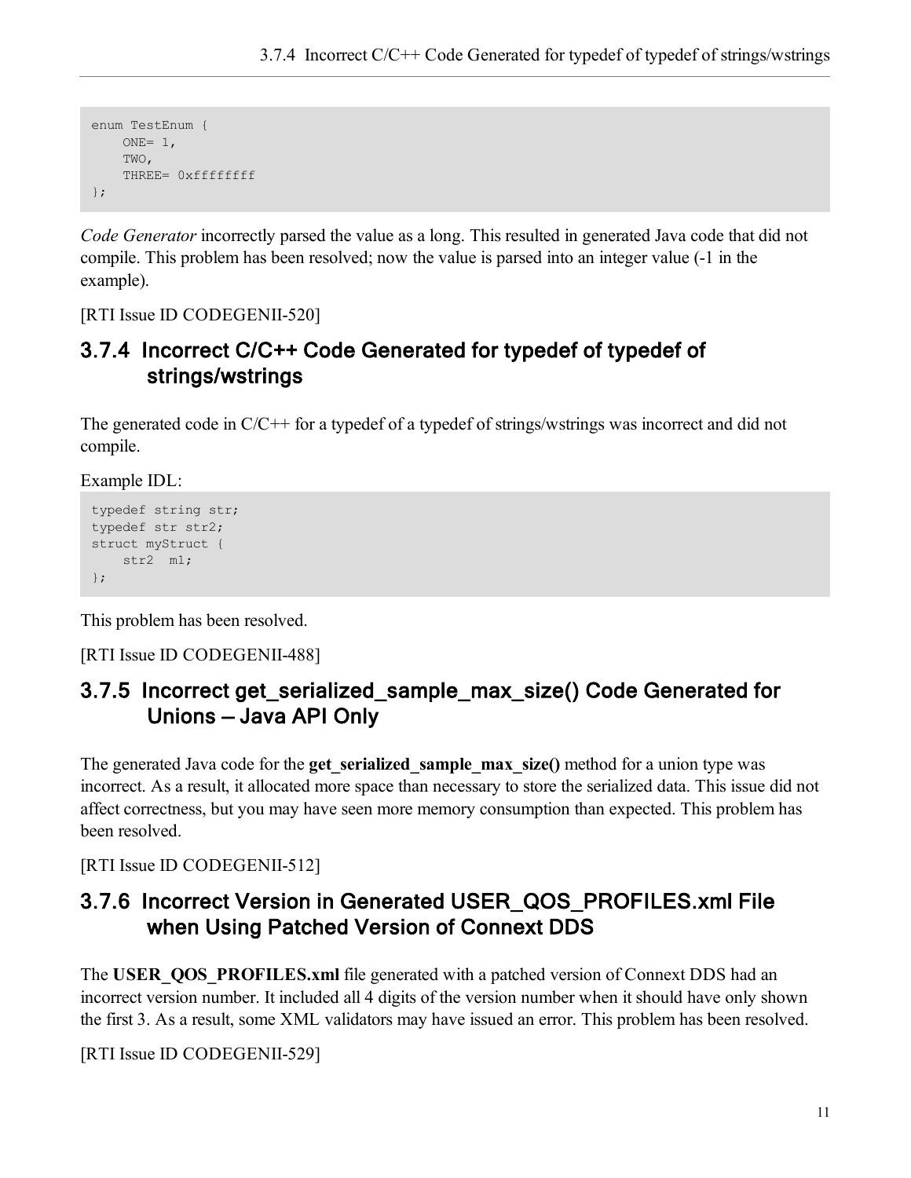```
enum TestEnum {
    ONE= 1,
    TWO,
    THREE= 0xffffffff
};
```

*Code Generator* incorrectly parsed the value as a long. This resulted in generated Java code that did not compile. This problem has been resolved; now the value is parsed into an integer value (-1 in the example).

[RTI Issue ID CODEGENII-520]

### 3.7.4 Incorrect C/C++ Code Generated for typedef of typedef of strings/wstrings

The generated code in C/C++ for a typedef of a typedef of strings/wstrings was incorrect and did not compile.

Example IDL:

```
typedef string str;
typedef str str2;
struct myStruct {
    str2  m1;
};
```

This problem has been resolved.

[RTI Issue ID CODEGENII-488]

### 3.7.5 Incorrect get_serialized_sample_max_size() Code Generated for Unions — Java API Only

The generated Java code for the **get_serialized_sample_max_size()** method for a union type was incorrect. As a result, it allocated more space than necessary to store the serialized data. This issue did not affect correctness, but you may have seen more memory consumption than expected. This problem has been resolved.

[RTI Issue ID CODEGENII-512]

### 3.7.6 Incorrect Version in Generated USER_QOS_PROFILES.xml File when Using Patched Version of Connext DDS

The **USER_QOS_PROFILES.xml** file generated with a patched version of Connext DDS had an incorrect version number. It included all 4 digits of the version number when it should have only shown the first 3. As a result, some XML validators may have issued an error. This problem has been resolved.

[RTI Issue ID CODEGENII-529]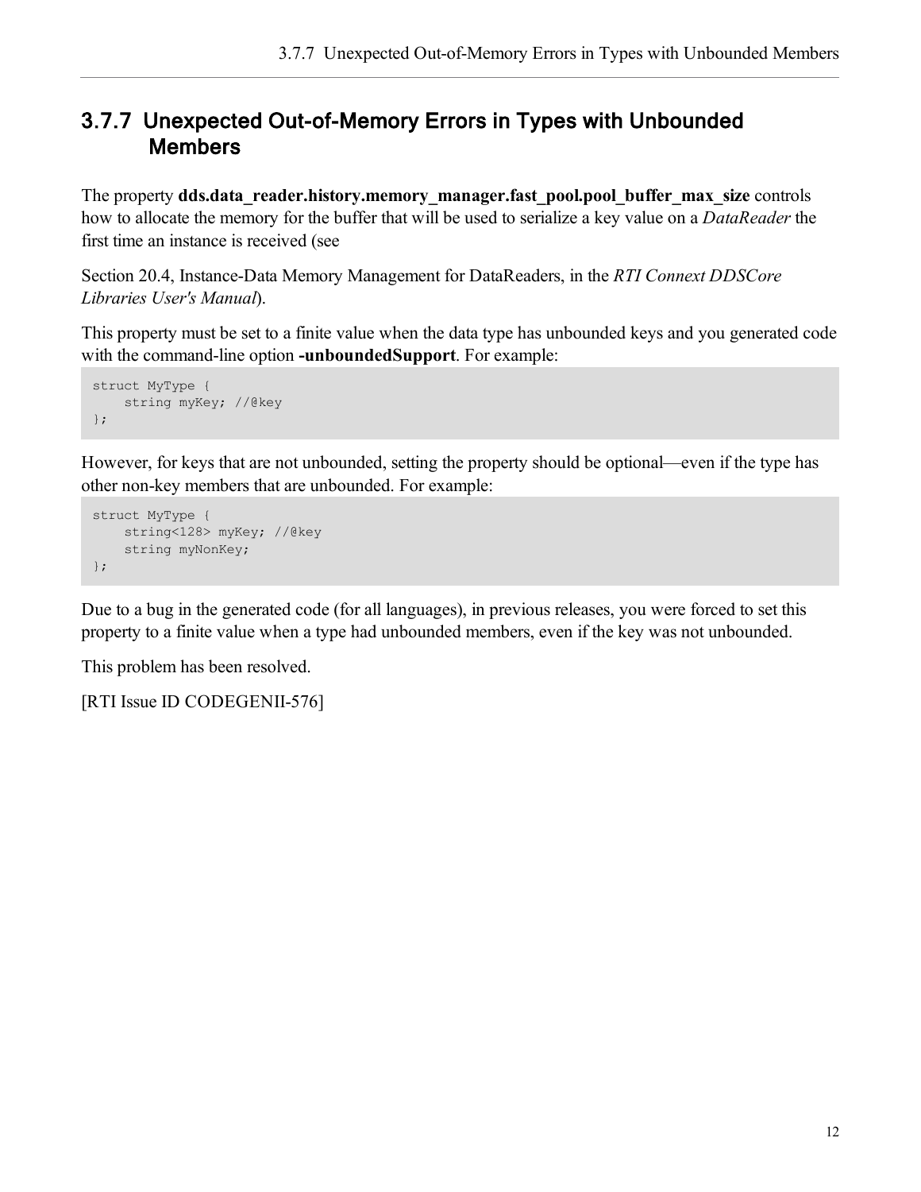### 3.7.7 Unexpected Out-of-Memory Errors in Types with Unbounded Members

The property **dds.data_reader.history.memory_manager.fast_pool.pool_buffer_max_size** controls how to allocate the memory for the buffer that will be used to serialize a key value on a *DataReader* the first time an instance is received (see

Section 20.4, Instance-Data Memory Management for DataReaders, in the *RTI Connext DDSCore Libraries User's Manual*).

This property must be set to a finite value when the data type has unbounded keys and you generated code with the command-line option **-unboundedSupport**. For example:

```
struct MyType {
    string myKey; //@key
};
```

However, for keys that are not unbounded, setting the property should be optional—even if the type has other non-key members that are unbounded. For example:

```
struct MyType {
    string<128> myKey; //@key
    string myNonKey;
};
```

Due to a bug in the generated code (for all languages), in previous releases, you were forced to set this property to a finite value when a type had unbounded members, even if the key was not unbounded.

This problem has been resolved.

[RTI Issue ID CODEGENII-576]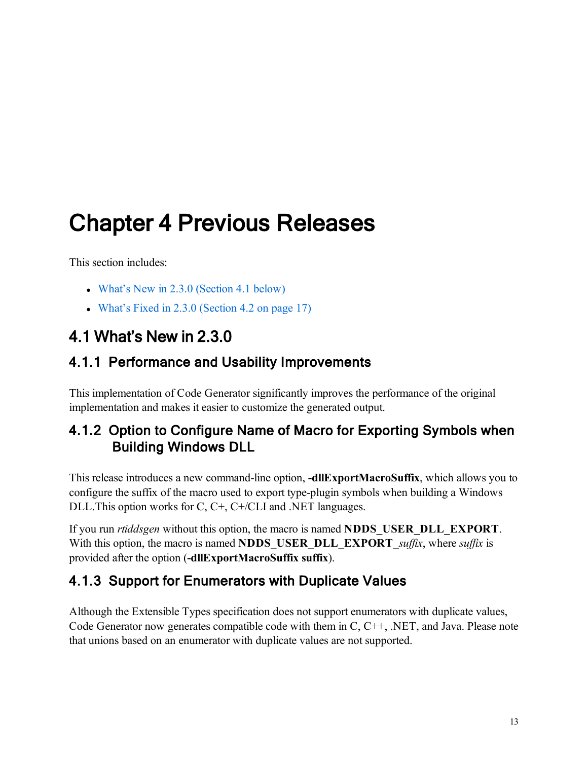# Chapter 4 Previous Releases

This section includes:

- What's New in 2.3.0 (Section 4.1 below)
- What's Fixed in 2.3.0 (Section 4.2 on page 17)

## 4.1 What's New in 2.3.0

### 4.1.1 Performance and Usability Improvements

This implementation of Code Generator significantly improves the performance of the original implementation and makes it easier to customize the generated output.

### 4.1.2 Option to Configure Name of Macro for Exporting Symbols when Building Windows DLL

This release introduces a new command-line option, **-dllExportMacroSuffix**, which allows you to configure the suffix of the macro used to export type-plugin symbols when building a Windows DLL.This option works for C, C+, C+/CLI and .NET languages.

If you run *rtiddsgen* without this option, the macro is named **NDDS_USER_DLL_EXPORT**. With this option, the macro is named **NDDS_USER_DLL_EXPORT_*suffix***, where *suffix* is provided after the option (**-dllExportMacroSuffix suffix**).

### 4.1.3 Support for Enumerators with Duplicate Values

Although the Extensible Types specification does not support enumerators with duplicate values, Code Generator now generates compatible code with them in C, C++, .NET, and Java. Please note that unions based on an enumerator with duplicate values are not supported.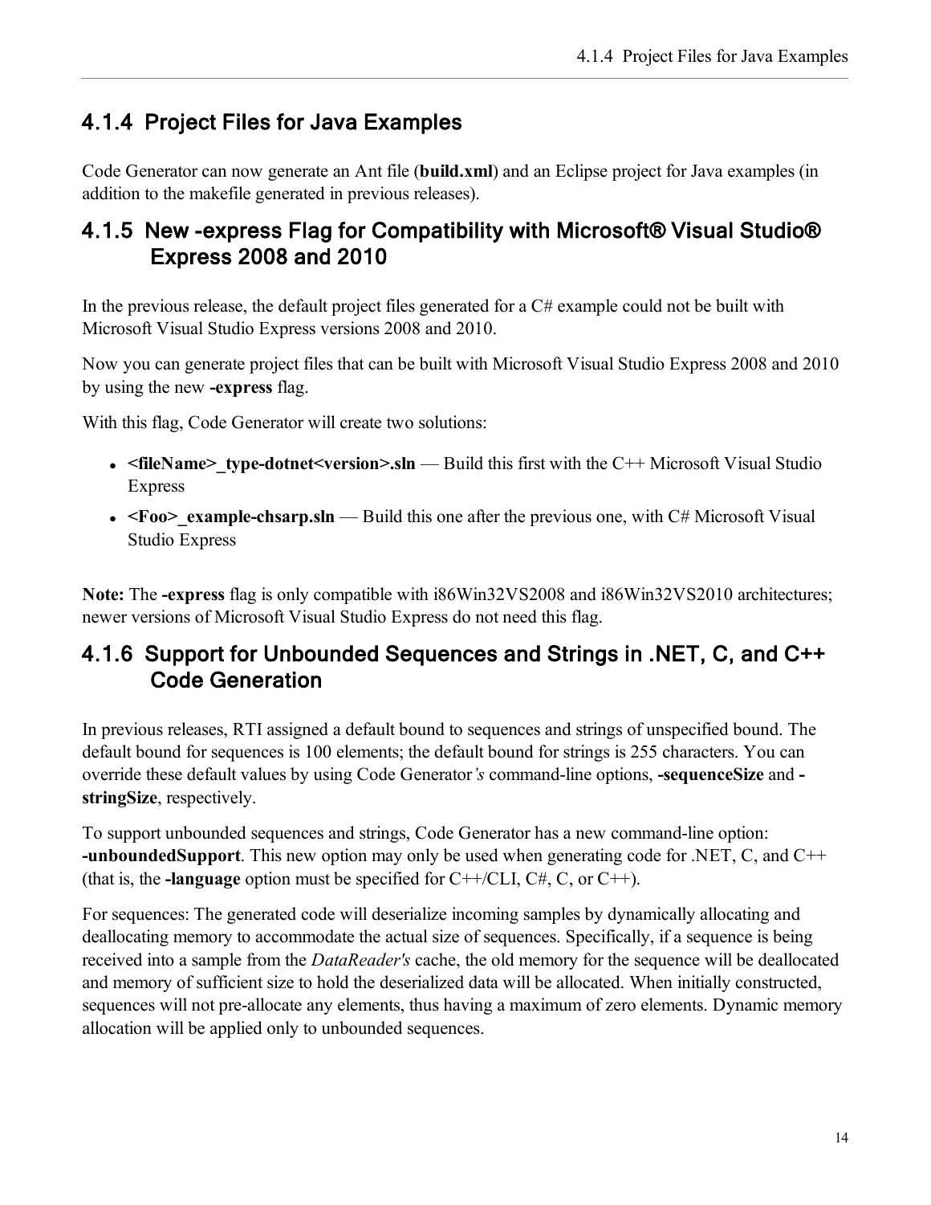## 4.1.4 Project Files for Java Examples

Code Generator can now generate an Ant file (**build.xml**) and an Eclipse project for Java examples (in addition to the makefile generated in previous releases).

## 4.1.5 New -express Flag for Compatibility with Microsoft® Visual Studio® Express 2008 and 2010

In the previous release, the default project files generated for a C# example could not be built with Microsoft Visual Studio Express versions 2008 and 2010.

Now you can generate project files that can be built with Microsoft Visual Studio Express 2008 and 2010 by using the new **-express** flag.

With this flag, Code Generator will create two solutions:

- **<fileName>_type-dotnet<version>.sln** — Build this first with the C++ Microsoft Visual Studio Express
- **<Foo>_example-chsarp.sln** — Build this one after the previous one, with C# Microsoft Visual Studio Express

**Note:** The **-express** flag is only compatible with i86Win32VS2008 and i86Win32VS2010 architectures; newer versions of Microsoft Visual Studio Express do not need this flag.

## 4.1.6 Support for Unbounded Sequences and Strings in .NET, C, and C++ Code Generation

In previous releases, RTI assigned a default bound to sequences and strings of unspecified bound. The default bound for sequences is 100 elements; the default bound for strings is 255 characters. You can override these default values by using Code Generator*'s* command-line options, **-sequenceSize** and **-stringSize**, respectively.

To support unbounded sequences and strings, Code Generator has a new command-line option: **-unboundedSupport**. This new option may only be used when generating code for .NET, C, and C++ (that is, the **-language** option must be specified for C++/CLI, C#, C, or C++).

For sequences: The generated code will deserialize incoming samples by dynamically allocating and deallocating memory to accommodate the actual size of sequences. Specifically, if a sequence is being received into a sample from the *DataReader's* cache, the old memory for the sequence will be deallocated and memory of sufficient size to hold the deserialized data will be allocated. When initially constructed, sequences will not pre-allocate any elements, thus having a maximum of zero elements. Dynamic memory allocation will be applied only to unbounded sequences.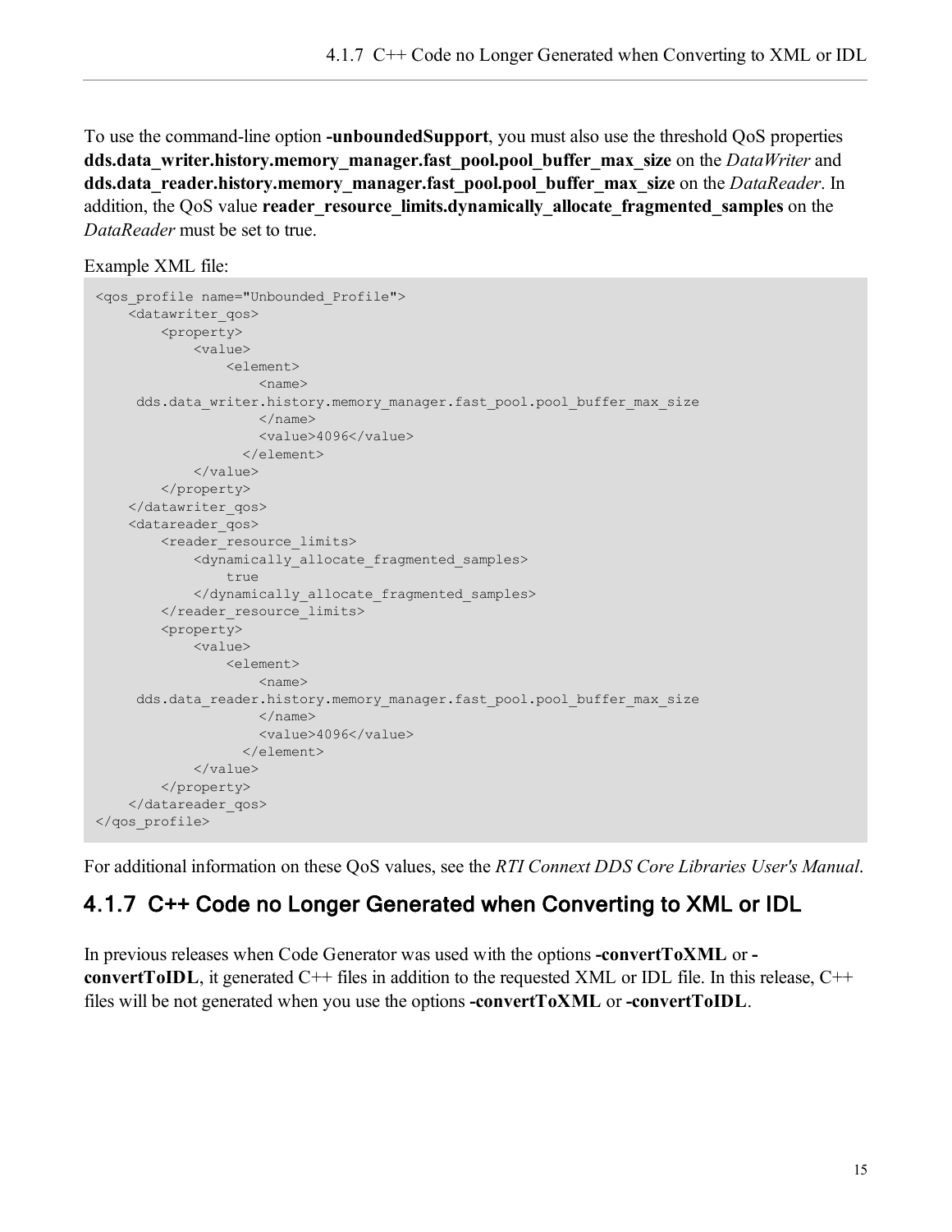To use the command-line option **-unboundedSupport**, you must also use the threshold QoS properties **dds.data_writer.history.memory_manager.fast_pool.pool_buffer_max_size** on the *DataWriter* and **dds.data_reader.history.memory_manager.fast_pool.pool_buffer_max_size** on the *DataReader*. In addition, the QoS value **reader_resource_limits.dynamically_allocate_fragmented_samples** on the *DataReader* must be set to true.

Example XML file:

```
<qos_profile name="Unbounded_Profile">
    <datawriter_qos>
        <property>
            <value>
                <element>
                    <name>
     dds.data_writer.history.memory_manager.fast_pool.pool_buffer_max_size
                    </name>
                    <value>4096</value>
                  </element>
            </value>
        </property>
    </datawriter_qos>
    <datareader_qos>
        <reader_resource_limits>
            <dynamically_allocate_fragmented_samples>
                true
            </dynamically_allocate_fragmented_samples>
        </reader_resource_limits>
        <property>
            <value>
                <element>
                    <name>
     dds.data_reader.history.memory_manager.fast_pool.pool_buffer_max_size
                    </name>
                    <value>4096</value>
                  </element>
            </value>
        </property>
    </datareader_qos>
</qos_profile>
```

For additional information on these QoS values, see the *RTI Connext DDS Core Libraries User's Manual*.

### 4.1.7 C++ Code no Longer Generated when Converting to XML or IDL

In previous releases when Code Generator was used with the options **-convertToXML** or **-convertToIDL**, it generated C++ files in addition to the requested XML or IDL file. In this release, C++ files will be not generated when you use the options **-convertToXML** or **-convertToIDL**.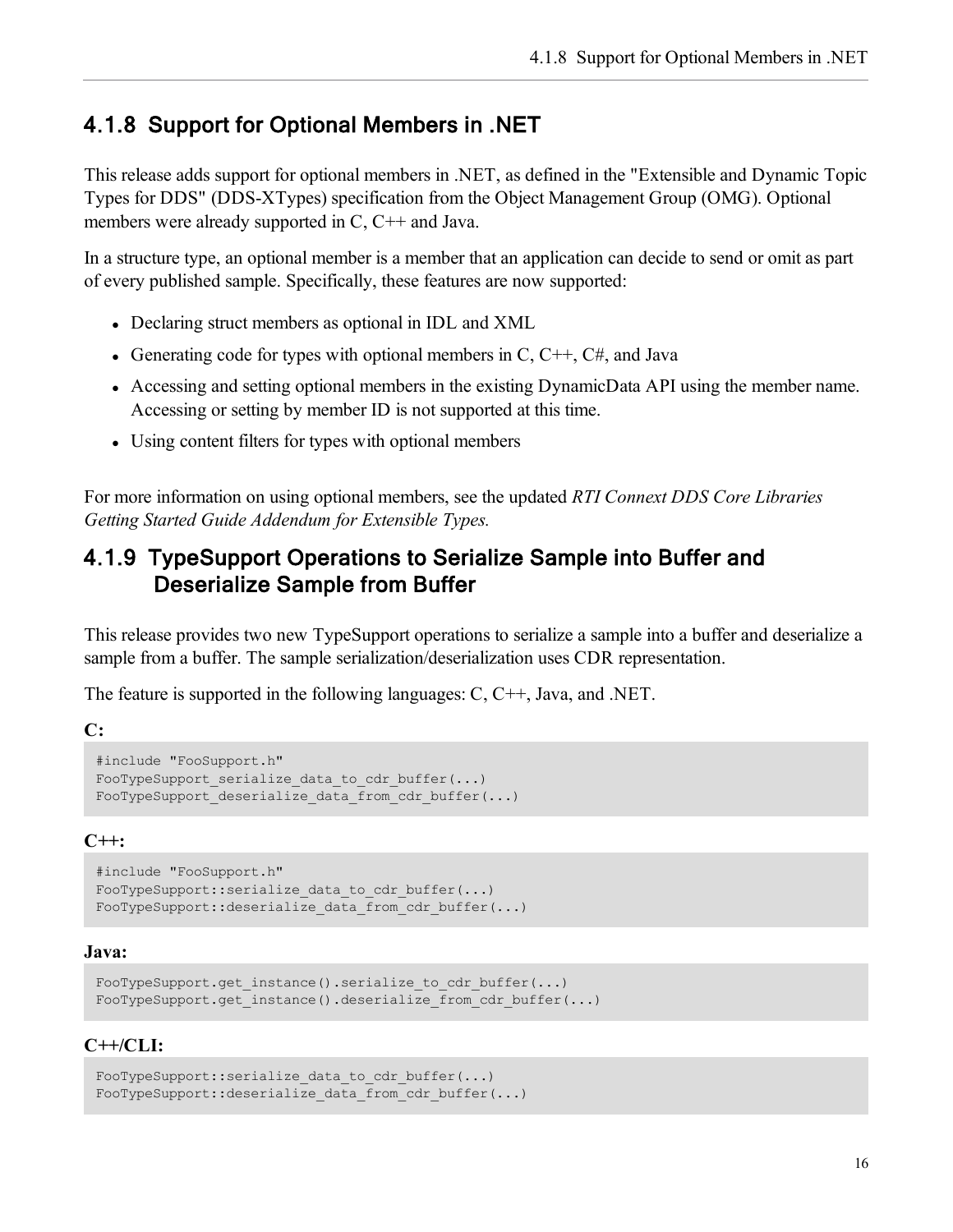### 4.1.8 Support for Optional Members in .NET

This release adds support for optional members in .NET, as defined in the "Extensible and Dynamic Topic Types for DDS" (DDS-XTypes) specification from the Object Management Group (OMG). Optional members were already supported in C, C++ and Java.

In a structure type, an optional member is a member that an application can decide to send or omit as part of every published sample. Specifically, these features are now supported:

- Declaring struct members as optional in IDL and XML
- Generating code for types with optional members in C, C++, C#, and Java
- Accessing and setting optional members in the existing DynamicData API using the member name. Accessing or setting by member ID is not supported at this time.
- Using content filters for types with optional members

For more information on using optional members, see the updated *RTI Connext DDS Core Libraries Getting Started Guide Addendum for Extensible Types.*

### 4.1.9 TypeSupport Operations to Serialize Sample into Buffer and Deserialize Sample from Buffer

This release provides two new TypeSupport operations to serialize a sample into a buffer and deserialize a sample from a buffer. The sample serialization/deserialization uses CDR representation.

The feature is supported in the following languages: C, C++, Java, and .NET.

**C:**

```
#include "FooSupport.h"
FooTypeSupport_serialize_data_to_cdr_buffer(...)
FooTypeSupport_deserialize_data_from_cdr_buffer(...)
```

**C++:**

```
#include "FooSupport.h"
FooTypeSupport::serialize_data_to_cdr_buffer(...)
FooTypeSupport::deserialize_data_from_cdr_buffer(...)
```

**Java:**

```
FooTypeSupport.get_instance().serialize_to_cdr_buffer(...)
FooTypeSupport.get_instance().deserialize_from_cdr_buffer(...)
```

**C++/CLI:**

```
FooTypeSupport::serialize_data_to_cdr_buffer(...)
FooTypeSupport::deserialize_data_from_cdr_buffer(...)
```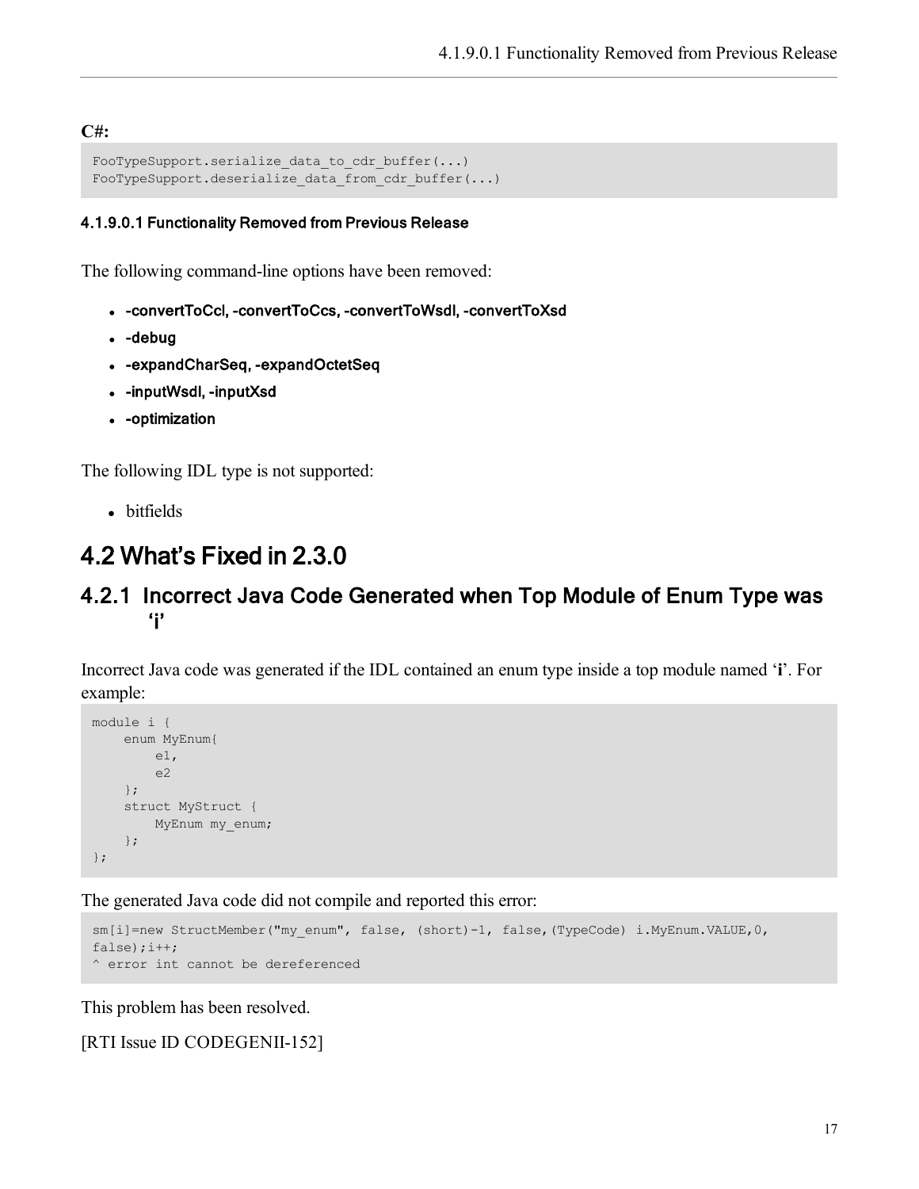**C#:**

```
FooTypeSupport.serialize_data_to_cdr_buffer(...)
FooTypeSupport.deserialize_data_from_cdr_buffer(...)
```

##### 4.1.9.0.1 Functionality Removed from Previous Release

The following command-line options have been removed:

- **-convertToCcl, -convertToCcs, -convertToWsdl, -convertToXsd**
- **-debug**
- **-expandCharSeq, -expandOctetSeq**
- **-inputWsdl, -inputXsd**
- **-optimization**

The following IDL type is not supported:

- bitfields

## 4.2 What's Fixed in 2.3.0

### 4.2.1 Incorrect Java Code Generated when Top Module of Enum Type was 'i'

Incorrect Java code was generated if the IDL contained an enum type inside a top module named '**i**'. For example:

```
module i {
    enum MyEnum{
        e1,
        e2
    };
    struct MyStruct {
        MyEnum my_enum;
    };
};
```

The generated Java code did not compile and reported this error:

```
sm[i]=new StructMember("my_enum", false, (short)-1, false,(TypeCode) i.MyEnum.VALUE,0,
false);i++;
^ error int cannot be dereferenced
```

This problem has been resolved.

[RTI Issue ID CODEGENII-152]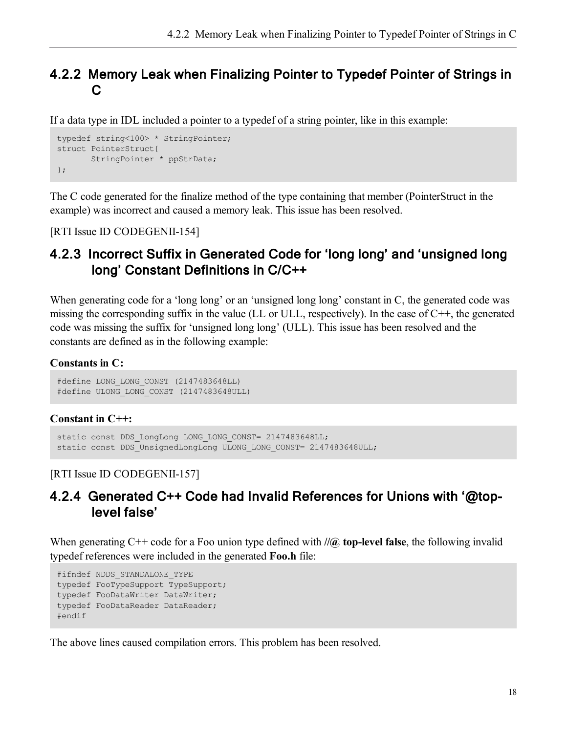### 4.2.2 Memory Leak when Finalizing Pointer to Typedef Pointer of Strings in C

If a data type in IDL included a pointer to a typedef of a string pointer, like in this example:

```
typedef string<100> * StringPointer;
struct PointerStruct{
       StringPointer * ppStrData;
};
```

The C code generated for the finalize method of the type containing that member (PointerStruct in the example) was incorrect and caused a memory leak. This issue has been resolved.

[RTI Issue ID CODEGENII-154]

### 4.2.3 Incorrect Suffix in Generated Code for 'long long' and 'unsigned long long' Constant Definitions in C/C++

When generating code for a 'long long' or an 'unsigned long long' constant in C, the generated code was missing the corresponding suffix in the value (LL or ULL, respectively). In the case of C++, the generated code was missing the suffix for 'unsigned long long' (ULL). This issue has been resolved and the constants are defined as in the following example:

**Constants in C:**

```
#define LONG_LONG_CONST (2147483648LL)
#define ULONG_LONG_CONST (2147483648ULL)
```

**Constant in C++:**

```
static const DDS_LongLong LONG_LONG_CONST= 2147483648LL;
static const DDS_UnsignedLongLong ULONG_LONG_CONST= 2147483648ULL;
```

[RTI Issue ID CODEGENII-157]

### 4.2.4 Generated C++ Code had Invalid References for Unions with '@top-level false'

When generating C++ code for a Foo union type defined with **//@ top-level false**, the following invalid typedef references were included in the generated **Foo.h** file:

```
#ifndef NDDS_STANDALONE_TYPE
typedef FooTypeSupport TypeSupport;
typedef FooDataWriter DataWriter;
typedef FooDataReader DataReader;
#endif
```

The above lines caused compilation errors. This problem has been resolved.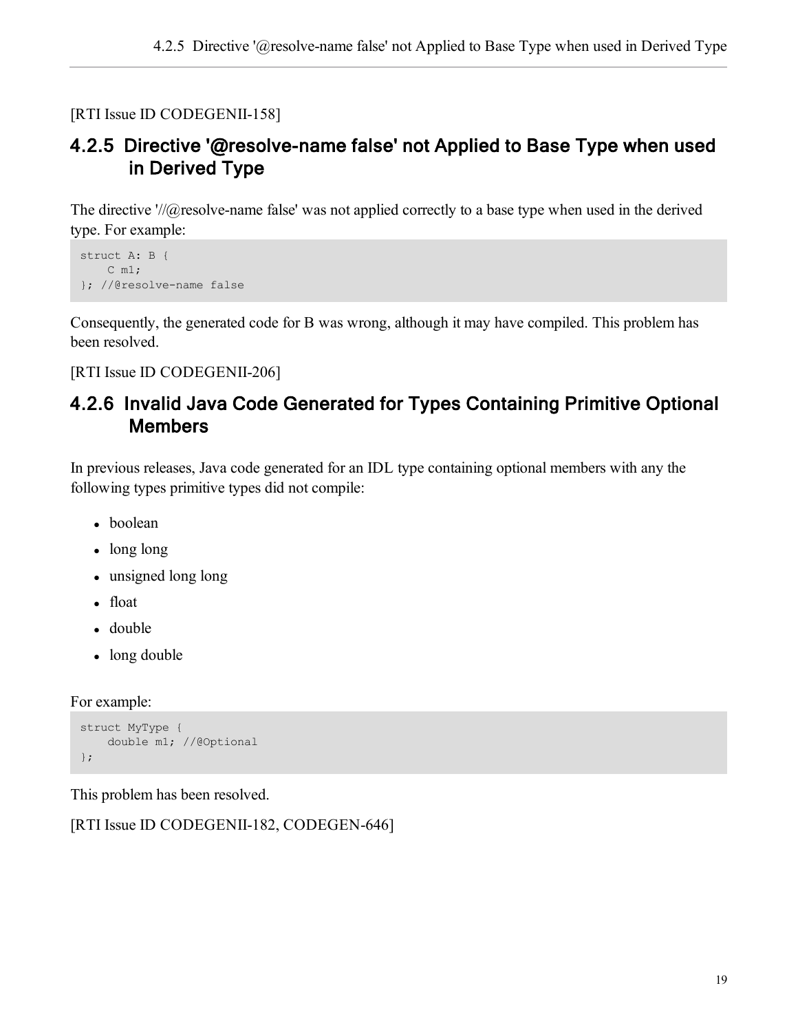[RTI Issue ID CODEGENII-158]

### 4.2.5 Directive '@resolve-name false' not Applied to Base Type when used in Derived Type

The directive '//@resolve-name false' was not applied correctly to a base type when used in the derived type. For example:

```
struct A: B {
    C m1;
}; //@resolve-name false
```

Consequently, the generated code for B was wrong, although it may have compiled. This problem has been resolved.

[RTI Issue ID CODEGENII-206]

### 4.2.6 Invalid Java Code Generated for Types Containing Primitive Optional Members

In previous releases, Java code generated for an IDL type containing optional members with any the following types primitive types did not compile:

- boolean
- long long
- unsigned long long
- float
- double
- long double

For example:

```
struct MyType {
    double m1; //@Optional
};
```

This problem has been resolved.

[RTI Issue ID CODEGENII-182, CODEGEN-646]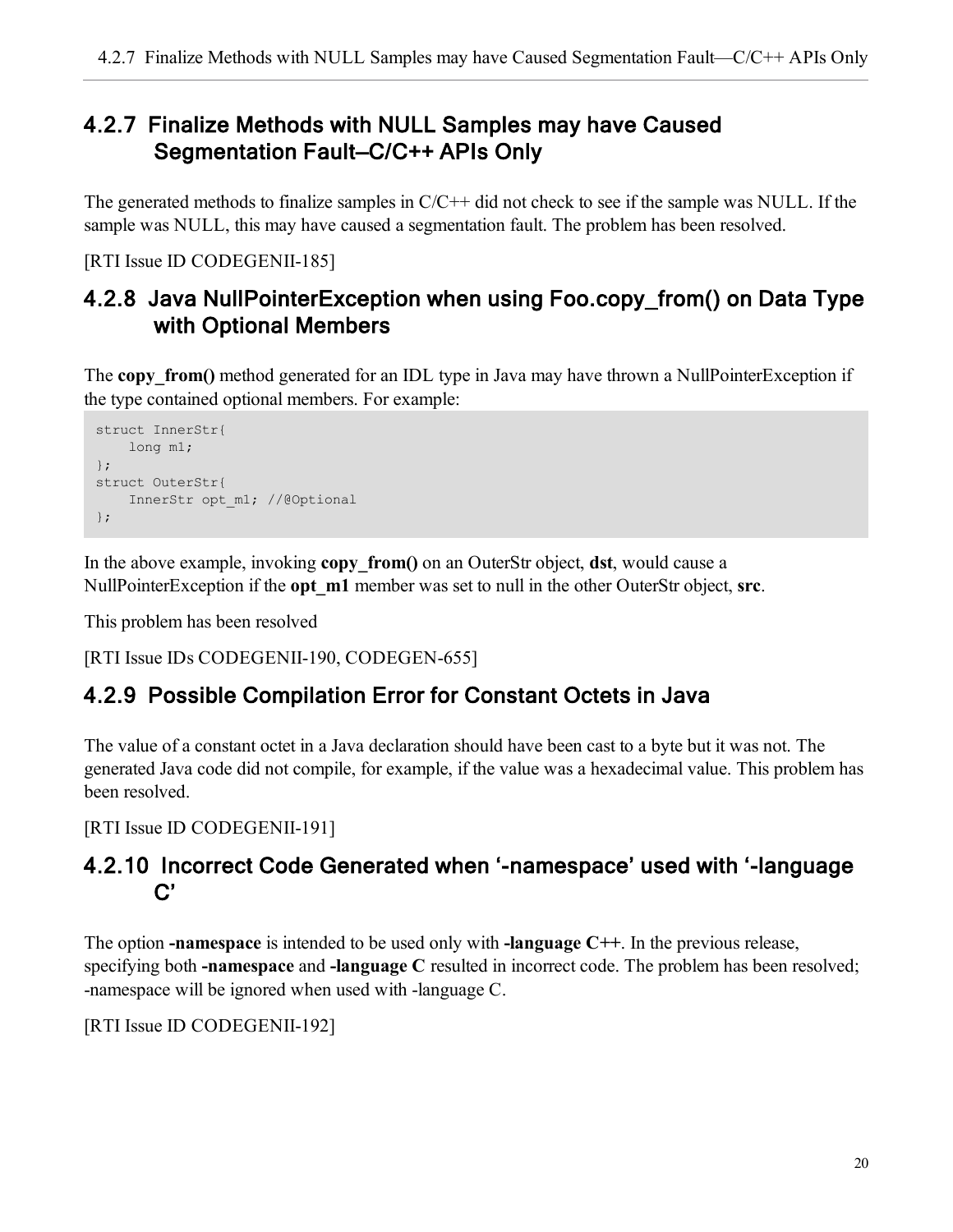### 4.2.7 Finalize Methods with NULL Samples may have Caused Segmentation Fault—C/C++ APIs Only

The generated methods to finalize samples in C/C++ did not check to see if the sample was NULL. If the sample was NULL, this may have caused a segmentation fault. The problem has been resolved.

[RTI Issue ID CODEGENII-185]

### 4.2.8 Java NullPointerException when using Foo.copy_from() on Data Type with Optional Members

The **copy_from()** method generated for an IDL type in Java may have thrown a NullPointerException if the type contained optional members. For example:

```
struct InnerStr{
    long m1;
};
struct OuterStr{
    InnerStr opt_m1; //@Optional
};
```

In the above example, invoking **copy_from()** on an OuterStr object, **dst**, would cause a NullPointerException if the **opt_m1** member was set to null in the other OuterStr object, **src**.

This problem has been resolved

[RTI Issue IDs CODEGENII-190, CODEGEN-655]

### 4.2.9 Possible Compilation Error for Constant Octets in Java

The value of a constant octet in a Java declaration should have been cast to a byte but it was not. The generated Java code did not compile, for example, if the value was a hexadecimal value. This problem has been resolved.

[RTI Issue ID CODEGENII-191]

### 4.2.10 Incorrect Code Generated when '-namespace' used with '-language C'

The option **-namespace** is intended to be used only with **-language C++**. In the previous release, specifying both **-namespace** and **-language C** resulted in incorrect code. The problem has been resolved; -namespace will be ignored when used with -language C.

[RTI Issue ID CODEGENII-192]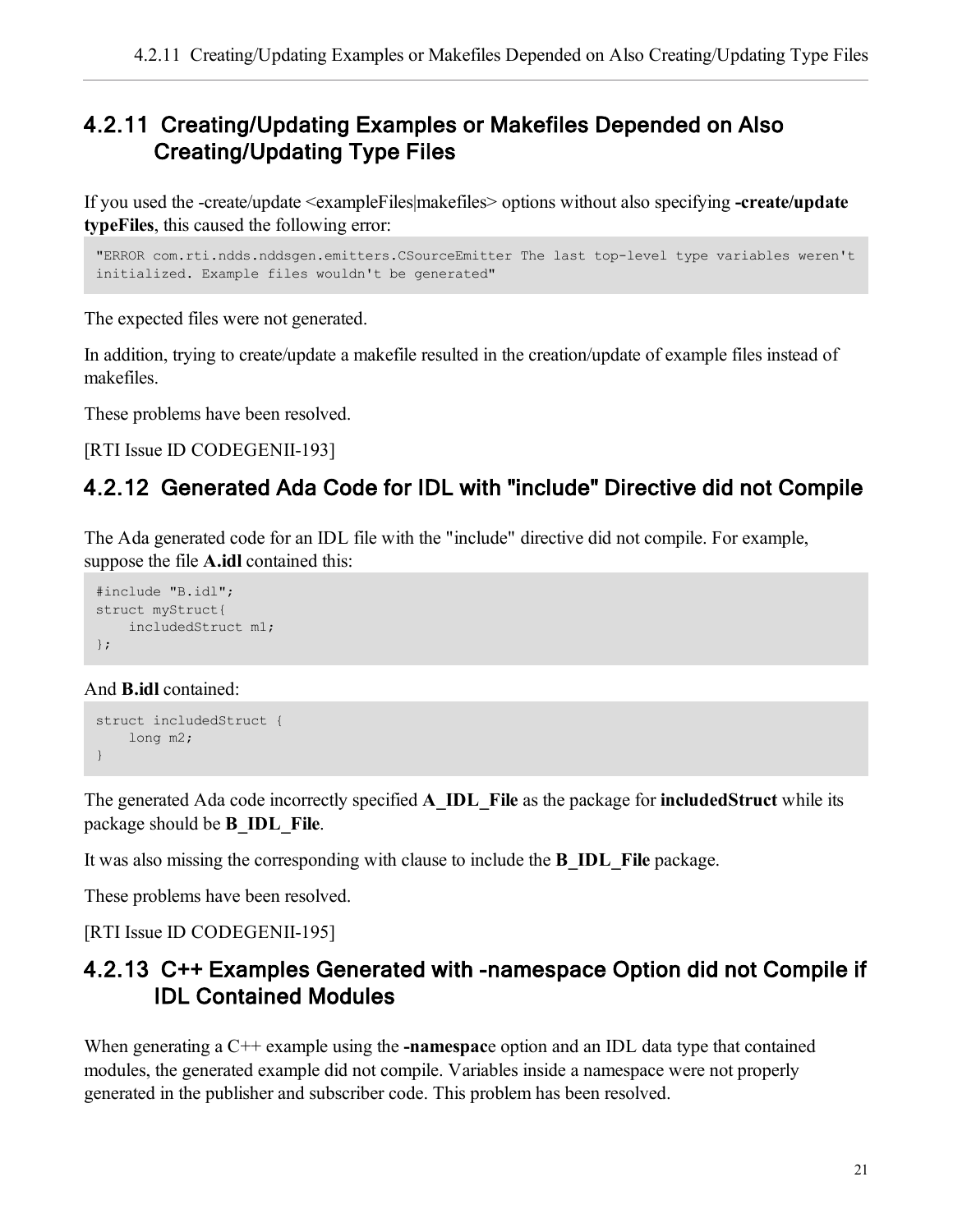### 4.2.11 Creating/Updating Examples or Makefiles Depended on Also Creating/Updating Type Files

If you used the -create/update <exampleFiles|makefiles> options without also specifying **-create/update typeFiles**, this caused the following error:

```
"ERROR com.rti.ndds.nddsgen.emitters.CSourceEmitter The last top-level type variables weren't
initialized. Example files wouldn't be generated"
```

The expected files were not generated.

In addition, trying to create/update a makefile resulted in the creation/update of example files instead of makefiles.

These problems have been resolved.

[RTI Issue ID CODEGENII-193]

### 4.2.12 Generated Ada Code for IDL with "include" Directive did not Compile

The Ada generated code for an IDL file with the "include" directive did not compile. For example, suppose the file **A.idl** contained this:

```
#include "B.idl";
struct myStruct{
    includedStruct m1;
};
```

And **B.idl** contained:

```
struct includedStruct {
    long m2;
}
```

The generated Ada code incorrectly specified **A_IDL_File** as the package for **includedStruct** while its package should be **B_IDL_File**.

It was also missing the corresponding with clause to include the **B_IDL_File** package.

These problems have been resolved.

[RTI Issue ID CODEGENII-195]

### 4.2.13 C++ Examples Generated with -namespace Option did not Compile if IDL Contained Modules

When generating a C++ example using the **-namespace** option and an IDL data type that contained modules, the generated example did not compile. Variables inside a namespace were not properly generated in the publisher and subscriber code. This problem has been resolved.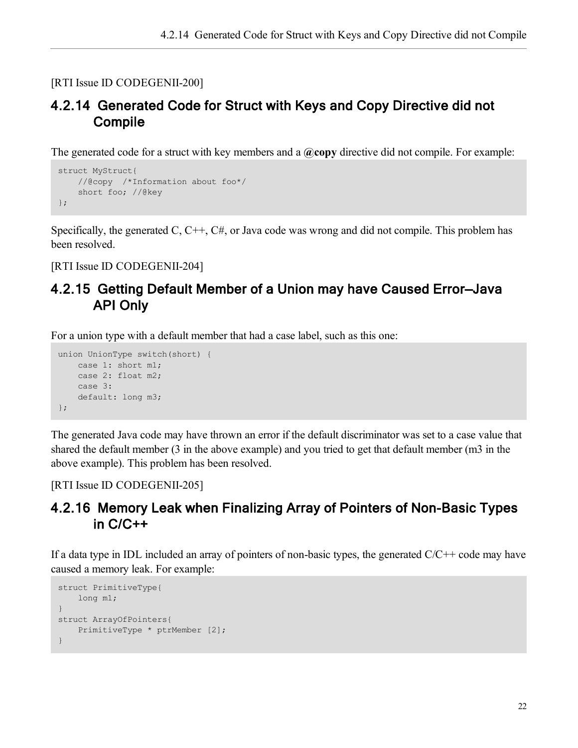[RTI Issue ID CODEGENII-200]

### 4.2.14 Generated Code for Struct with Keys and Copy Directive did not Compile

The generated code for a struct with key members and a **@copy** directive did not compile. For example:

```
struct MyStruct{
    //@copy  /*Information about foo*/
    short foo; //@key
};
```

Specifically, the generated C, C++, C#, or Java code was wrong and did not compile. This problem has been resolved.

[RTI Issue ID CODEGENII-204]

### 4.2.15 Getting Default Member of a Union may have Caused Error—Java API Only

For a union type with a default member that had a case label, such as this one:

```
union UnionType switch(short) {
    case 1: short m1;
    case 2: float m2;
    case 3:
    default: long m3;
};
```

The generated Java code may have thrown an error if the default discriminator was set to a case value that shared the default member (3 in the above example) and you tried to get that default member (m3 in the above example). This problem has been resolved.

[RTI Issue ID CODEGENII-205]

### 4.2.16 Memory Leak when Finalizing Array of Pointers of Non-Basic Types in C/C++

If a data type in IDL included an array of pointers of non-basic types, the generated C/C++ code may have caused a memory leak. For example:

```
struct PrimitiveType{
    long m1;
}
struct ArrayOfPointers{
    PrimitiveType * ptrMember [2];
}
```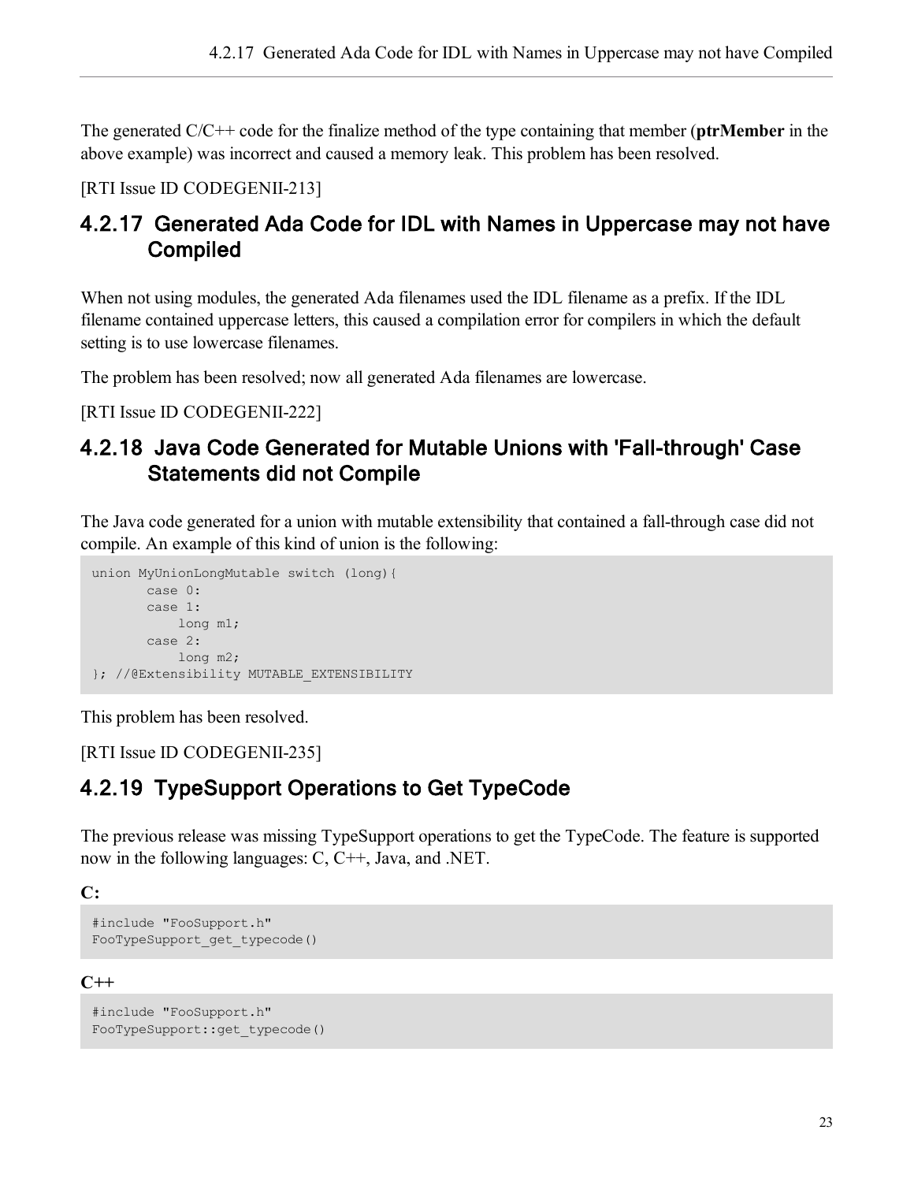The generated C/C++ code for the finalize method of the type containing that member (**ptrMember** in the above example) was incorrect and caused a memory leak. This problem has been resolved.

[RTI Issue ID CODEGENII-213]

### 4.2.17 Generated Ada Code for IDL with Names in Uppercase may not have Compiled

When not using modules, the generated Ada filenames used the IDL filename as a prefix. If the IDL filename contained uppercase letters, this caused a compilation error for compilers in which the default setting is to use lowercase filenames.

The problem has been resolved; now all generated Ada filenames are lowercase.

[RTI Issue ID CODEGENII-222]

### 4.2.18 Java Code Generated for Mutable Unions with 'Fall-through' Case Statements did not Compile

The Java code generated for a union with mutable extensibility that contained a fall-through case did not compile. An example of this kind of union is the following:

```
union MyUnionLongMutable switch (long){
       case 0:
       case 1:
           long m1;
       case 2:
           long m2;
}; //@Extensibility MUTABLE_EXTENSIBILITY
```

This problem has been resolved.

[RTI Issue ID CODEGENII-235]

### 4.2.19 TypeSupport Operations to Get TypeCode

The previous release was missing TypeSupport operations to get the TypeCode. The feature is supported now in the following languages: C, C++, Java, and .NET.

**C:**

```
#include "FooSupport.h"
FooTypeSupport_get_typecode()
```

**C++**

```
#include "FooSupport.h"
FooTypeSupport::get_typecode()
```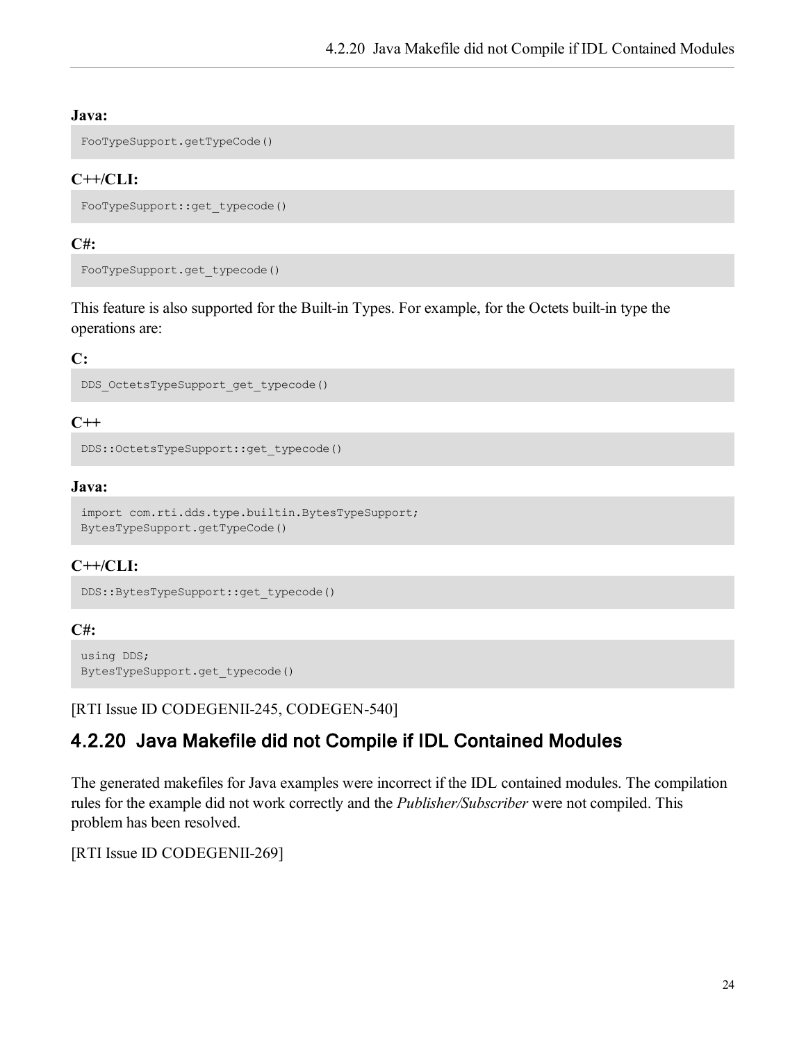**Java:**

```
FooTypeSupport.getTypeCode()
```

**C++/CLI:**

```
FooTypeSupport::get_typecode()
```

**C#:**

```
FooTypeSupport.get_typecode()
```

This feature is also supported for the Built-in Types. For example, for the Octets built-in type the operations are:

**C:**

```
DDS_OctetsTypeSupport_get_typecode()
```

**C++**

```
DDS::OctetsTypeSupport::get_typecode()
```

**Java:**

```
import com.rti.dds.type.builtin.BytesTypeSupport;
BytesTypeSupport.getTypeCode()
```

**C++/CLI:**

```
DDS::BytesTypeSupport::get_typecode()
```

**C#:**

```
using DDS;
BytesTypeSupport.get_typecode()
```

[RTI Issue ID CODEGENII-245, CODEGEN-540]

### 4.2.20 Java Makefile did not Compile if IDL Contained Modules

The generated makefiles for Java examples were incorrect if the IDL contained modules. The compilation rules for the example did not work correctly and the *Publisher/Subscriber* were not compiled. This problem has been resolved.

[RTI Issue ID CODEGENII-269]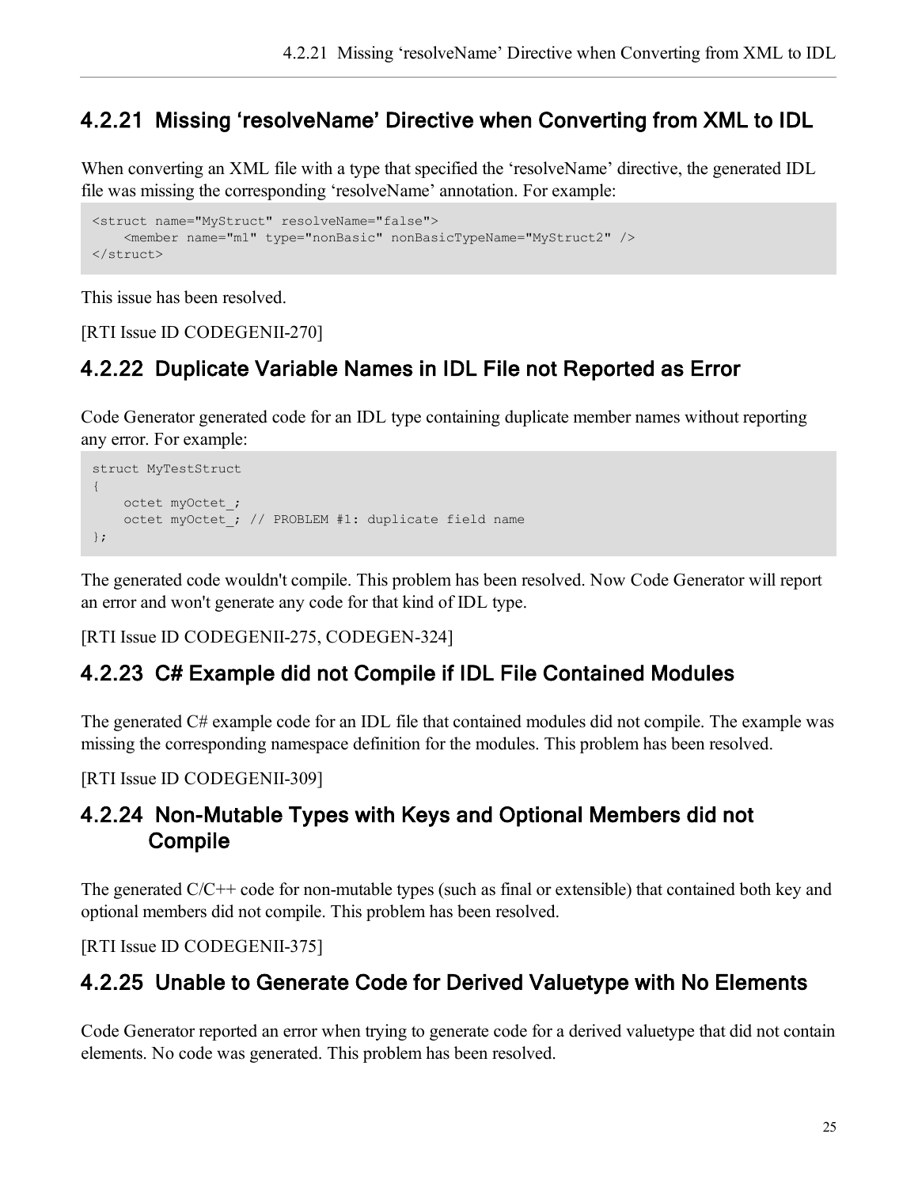### 4.2.21 Missing 'resolveName' Directive when Converting from XML to IDL

When converting an XML file with a type that specified the 'resolveName' directive, the generated IDL file was missing the corresponding 'resolveName' annotation. For example:

```
<struct name="MyStruct" resolveName="false">
    <member name="m1" type="nonBasic" nonBasicTypeName="MyStruct2" />
</struct>
```

This issue has been resolved.

[RTI Issue ID CODEGENII-270]

### 4.2.22 Duplicate Variable Names in IDL File not Reported as Error

Code Generator generated code for an IDL type containing duplicate member names without reporting any error. For example:

```
struct MyTestStruct
{
    octet myOctet_;
    octet myOctet_; // PROBLEM #1: duplicate field name
};
```

The generated code wouldn't compile. This problem has been resolved. Now Code Generator will report an error and won't generate any code for that kind of IDL type.

[RTI Issue ID CODEGENII-275, CODEGEN-324]

### 4.2.23 C# Example did not Compile if IDL File Contained Modules

The generated C# example code for an IDL file that contained modules did not compile. The example was missing the corresponding namespace definition for the modules. This problem has been resolved.

[RTI Issue ID CODEGENII-309]

### 4.2.24 Non-Mutable Types with Keys and Optional Members did not Compile

The generated C/C++ code for non-mutable types (such as final or extensible) that contained both key and optional members did not compile. This problem has been resolved.

[RTI Issue ID CODEGENII-375]

### 4.2.25 Unable to Generate Code for Derived Valuetype with No Elements

Code Generator reported an error when trying to generate code for a derived valuetype that did not contain elements. No code was generated. This problem has been resolved.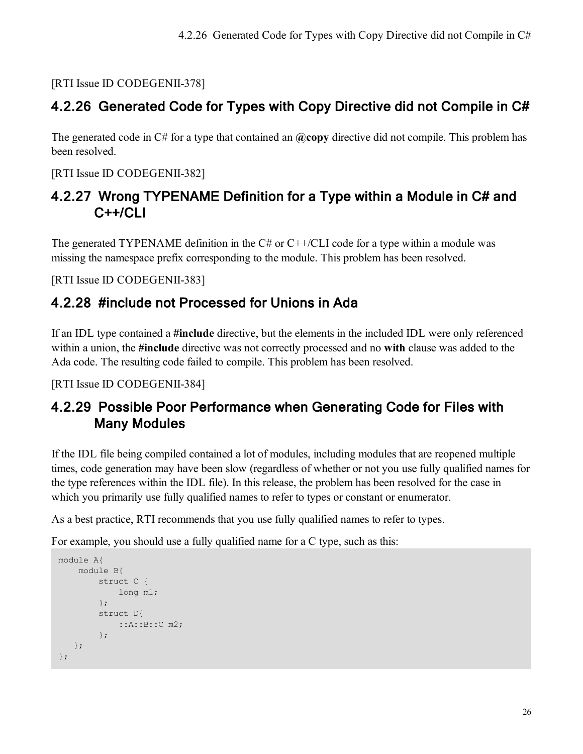[RTI Issue ID CODEGENII-378]

### 4.2.26 Generated Code for Types with Copy Directive did not Compile in C#

The generated code in C# for a type that contained an **@copy** directive did not compile. This problem has been resolved.

[RTI Issue ID CODEGENII-382]

### 4.2.27 Wrong TYPENAME Definition for a Type within a Module in C# and C++/CLI

The generated TYPENAME definition in the C# or C++/CLI code for a type within a module was missing the namespace prefix corresponding to the module. This problem has been resolved.

[RTI Issue ID CODEGENII-383]

### 4.2.28 #include not Processed for Unions in Ada

If an IDL type contained a **#include** directive, but the elements in the included IDL were only referenced within a union, the **#include** directive was not correctly processed and no **with** clause was added to the Ada code. The resulting code failed to compile. This problem has been resolved.

[RTI Issue ID CODEGENII-384]

### 4.2.29 Possible Poor Performance when Generating Code for Files with Many Modules

If the IDL file being compiled contained a lot of modules, including modules that are reopened multiple times, code generation may have been slow (regardless of whether or not you use fully qualified names for the type references within the IDL file). In this release, the problem has been resolved for the case in which you primarily use fully qualified names to refer to types or constant or enumerator.

As a best practice, RTI recommends that you use fully qualified names to refer to types.

For example, you should use a fully qualified name for a C type, such as this:

```
module A{
    module B{
        struct C {
            long m1;
        };
        struct D{
            ::A::B::C m2;
        };
   };
};
```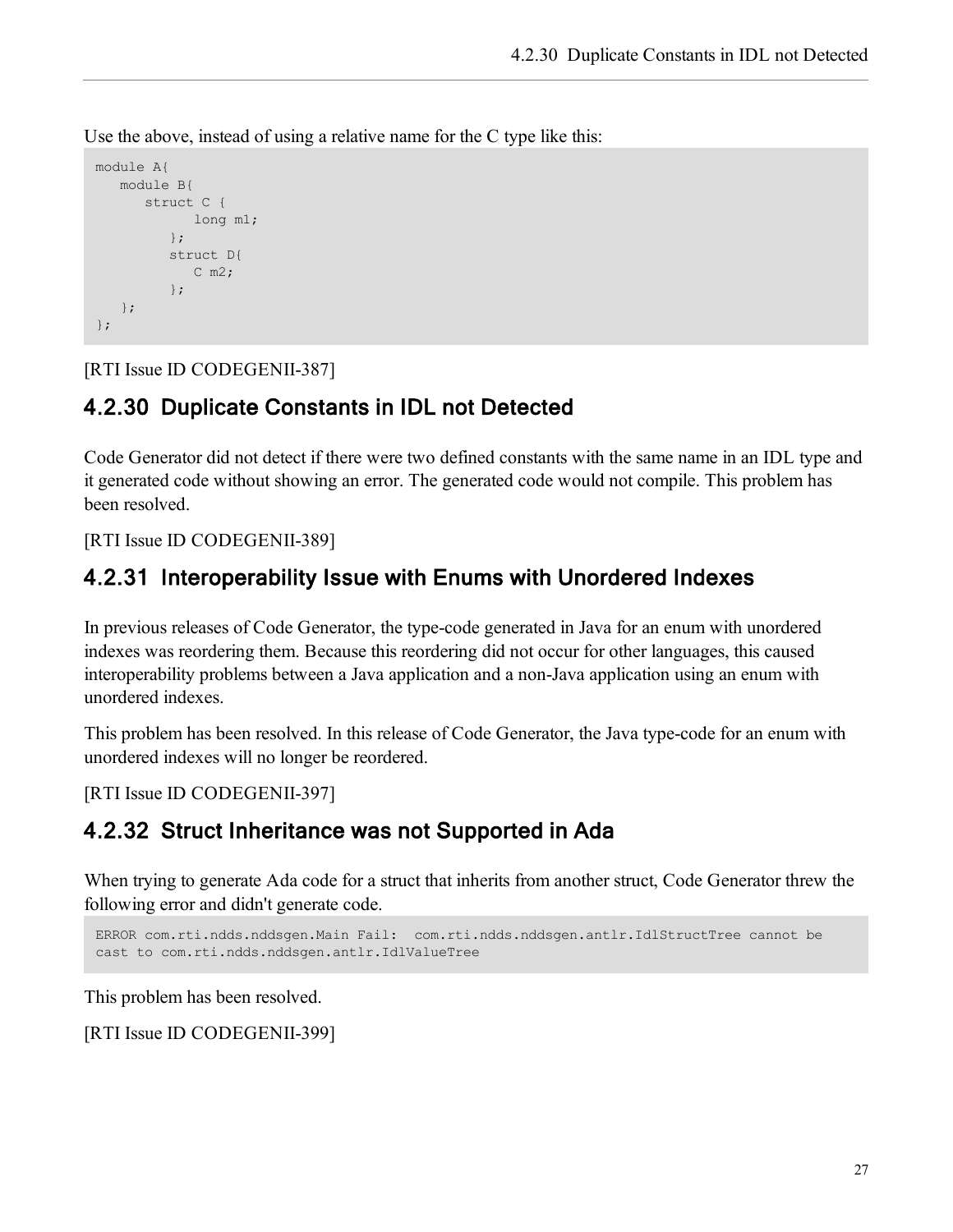Use the above, instead of using a relative name for the C type like this:

```
module A{
   module B{
      struct C {
            long m1;
         };
         struct D{
            C m2;
         };
   };
};
```

[RTI Issue ID CODEGENII-387]

### 4.2.30 Duplicate Constants in IDL not Detected

Code Generator did not detect if there were two defined constants with the same name in an IDL type and it generated code without showing an error. The generated code would not compile. This problem has been resolved.

[RTI Issue ID CODEGENII-389]

### 4.2.31 Interoperability Issue with Enums with Unordered Indexes

In previous releases of Code Generator, the type-code generated in Java for an enum with unordered indexes was reordering them. Because this reordering did not occur for other languages, this caused interoperability problems between a Java application and a non-Java application using an enum with unordered indexes.

This problem has been resolved. In this release of Code Generator, the Java type-code for an enum with unordered indexes will no longer be reordered.

[RTI Issue ID CODEGENII-397]

### 4.2.32 Struct Inheritance was not Supported in Ada

When trying to generate Ada code for a struct that inherits from another struct, Code Generator threw the following error and didn't generate code.

```
ERROR com.rti.ndds.nddsgen.Main Fail:  com.rti.ndds.nddsgen.antlr.IdlStructTree cannot be
cast to com.rti.ndds.nddsgen.antlr.IdlValueTree
```

This problem has been resolved.

[RTI Issue ID CODEGENII-399]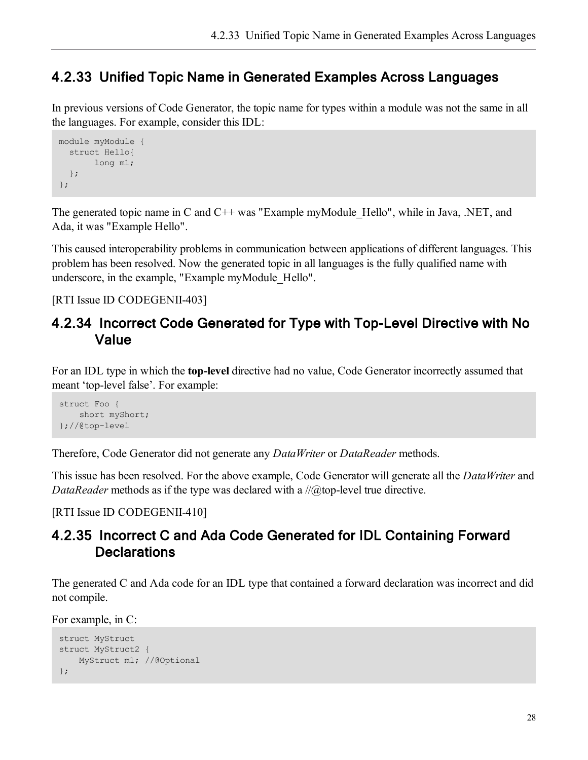### 4.2.33 Unified Topic Name in Generated Examples Across Languages

In previous versions of Code Generator, the topic name for types within a module was not the same in all the languages. For example, consider this IDL:

```
module myModule {
  struct Hello{
       long m1;
  };
};
```

The generated topic name in C and C++ was "Example myModule_Hello", while in Java, .NET, and Ada, it was "Example Hello".

This caused interoperability problems in communication between applications of different languages. This problem has been resolved. Now the generated topic in all languages is the fully qualified name with underscore, in the example, "Example myModule_Hello".

[RTI Issue ID CODEGENII-403]

### 4.2.34 Incorrect Code Generated for Type with Top-Level Directive with No Value

For an IDL type in which the **top-level** directive had no value, Code Generator incorrectly assumed that meant 'top-level false'. For example:

```
struct Foo {
    short myShort;
};//@top-level
```

Therefore, Code Generator did not generate any *DataWriter* or *DataReader* methods.

This issue has been resolved. For the above example, Code Generator will generate all the *DataWriter* and *DataReader* methods as if the type was declared with a //@top-level true directive.

[RTI Issue ID CODEGENII-410]

### 4.2.35 Incorrect C and Ada Code Generated for IDL Containing Forward Declarations

The generated C and Ada code for an IDL type that contained a forward declaration was incorrect and did not compile.

For example, in C:

```
struct MyStruct
struct MyStruct2 {
    MyStruct m1; //@Optional
};
```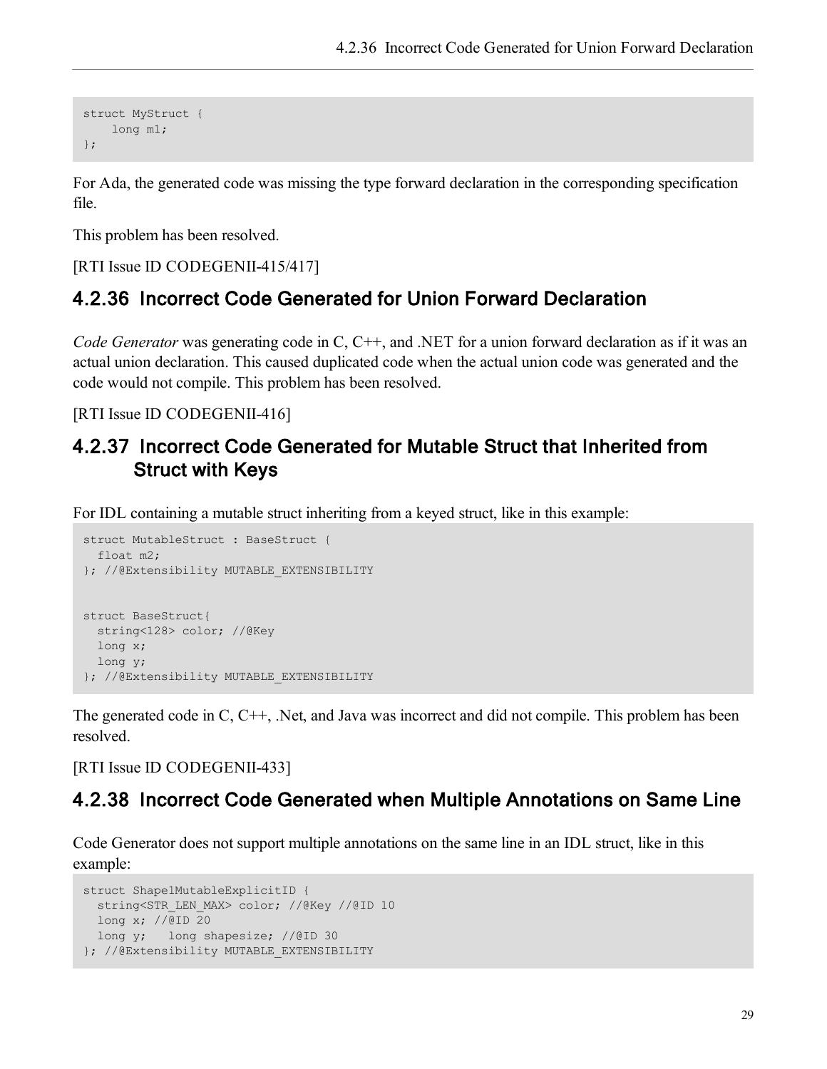```
struct MyStruct {
    long m1;
};
```

For Ada, the generated code was missing the type forward declaration in the corresponding specification file.

This problem has been resolved.

[RTI Issue ID CODEGENII-415/417]

### 4.2.36 Incorrect Code Generated for Union Forward Declaration

*Code Generator* was generating code in C, C++, and .NET for a union forward declaration as if it was an actual union declaration. This caused duplicated code when the actual union code was generated and the code would not compile. This problem has been resolved.

[RTI Issue ID CODEGENII-416]

### 4.2.37 Incorrect Code Generated for Mutable Struct that Inherited from Struct with Keys

For IDL containing a mutable struct inheriting from a keyed struct, like in this example:

```
struct MutableStruct : BaseStruct {
  float m2;
}; //@Extensibility MUTABLE_EXTENSIBILITY


struct BaseStruct{
  string<128> color; //@Key
  long x;
  long y;
}; //@Extensibility MUTABLE_EXTENSIBILITY
```

The generated code in C, C++, .Net, and Java was incorrect and did not compile. This problem has been resolved.

[RTI Issue ID CODEGENII-433]

### 4.2.38 Incorrect Code Generated when Multiple Annotations on Same Line

Code Generator does not support multiple annotations on the same line in an IDL struct, like in this example:

```
struct Shape1MutableExplicitID {
  string<STR_LEN_MAX> color; //@Key //@ID 10
  long x; //@ID 20
  long y;   long shapesize; //@ID 30
}; //@Extensibility MUTABLE_EXTENSIBILITY
```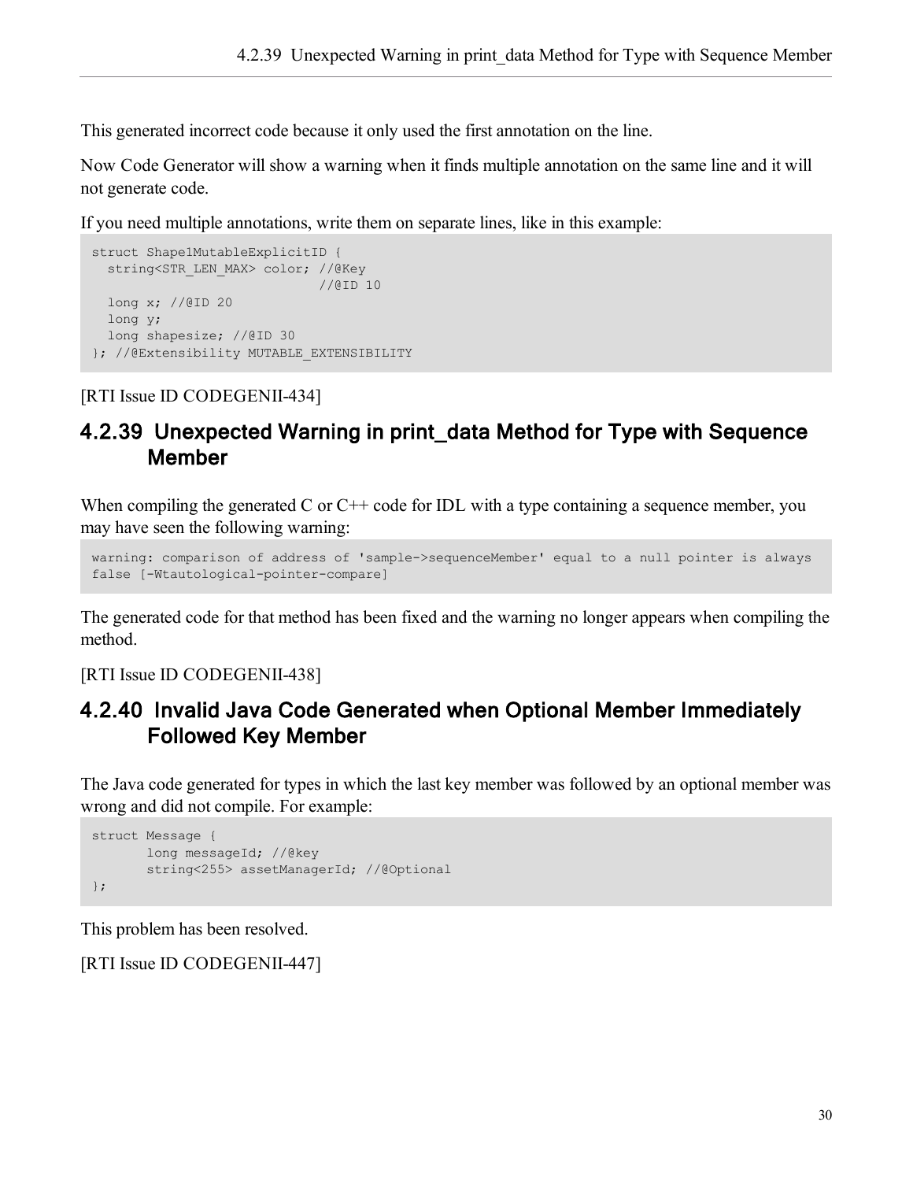This generated incorrect code because it only used the first annotation on the line.

Now Code Generator will show a warning when it finds multiple annotation on the same line and it will not generate code.

If you need multiple annotations, write them on separate lines, like in this example:

```
struct Shape1MutableExplicitID {
  string<STR_LEN_MAX> color; //@Key
                             //@ID 10
  long x; //@ID 20
  long y;
  long shapesize; //@ID 30
}; //@Extensibility MUTABLE_EXTENSIBILITY
```

[RTI Issue ID CODEGENII-434]

### 4.2.39 Unexpected Warning in print_data Method for Type with Sequence Member

When compiling the generated C or C++ code for IDL with a type containing a sequence member, you may have seen the following warning:

```
warning: comparison of address of 'sample->sequenceMember' equal to a null pointer is always
false [-Wtautological-pointer-compare]
```

The generated code for that method has been fixed and the warning no longer appears when compiling the method.

[RTI Issue ID CODEGENII-438]

### 4.2.40 Invalid Java Code Generated when Optional Member Immediately Followed Key Member

The Java code generated for types in which the last key member was followed by an optional member was wrong and did not compile. For example:

```
struct Message {
       long messageId; //@key
       string<255> assetManagerId; //@Optional
};
```

This problem has been resolved.

[RTI Issue ID CODEGENII-447]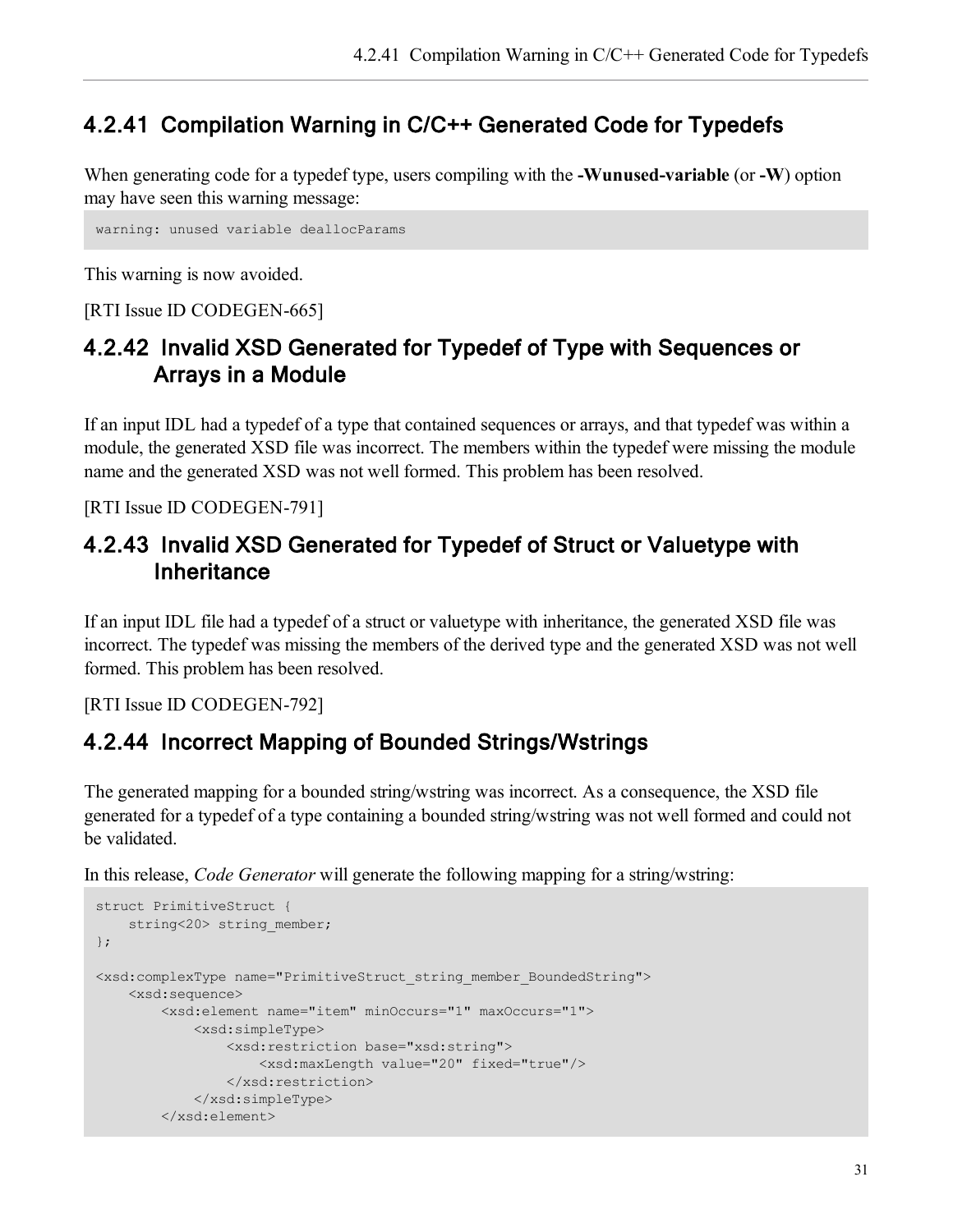### 4.2.41 Compilation Warning in C/C++ Generated Code for Typedefs

When generating code for a typedef type, users compiling with the **-Wunused-variable** (or **-W**) option may have seen this warning message:

```
warning: unused variable deallocParams
```

This warning is now avoided.

[RTI Issue ID CODEGEN-665]

### 4.2.42 Invalid XSD Generated for Typedef of Type with Sequences or Arrays in a Module

If an input IDL had a typedef of a type that contained sequences or arrays, and that typedef was within a module, the generated XSD file was incorrect. The members within the typedef were missing the module name and the generated XSD was not well formed. This problem has been resolved.

[RTI Issue ID CODEGEN-791]

### 4.2.43 Invalid XSD Generated for Typedef of Struct or Valuetype with Inheritance

If an input IDL file had a typedef of a struct or valuetype with inheritance, the generated XSD file was incorrect. The typedef was missing the members of the derived type and the generated XSD was not well formed. This problem has been resolved.

[RTI Issue ID CODEGEN-792]

### 4.2.44 Incorrect Mapping of Bounded Strings/Wstrings

The generated mapping for a bounded string/wstring was incorrect. As a consequence, the XSD file generated for a typedef of a type containing a bounded string/wstring was not well formed and could not be validated.

In this release, *Code Generator* will generate the following mapping for a string/wstring:

```
struct PrimitiveStruct {
    string<20> string_member;
};

<xsd:complexType name="PrimitiveStruct_string_member_BoundedString">
    <xsd:sequence>
        <xsd:element name="item" minOccurs="1" maxOccurs="1">
            <xsd:simpleType>
                <xsd:restriction base="xsd:string">
                    <xsd:maxLength value="20" fixed="true"/>
                </xsd:restriction>
            </xsd:simpleType>
        </xsd:element>
```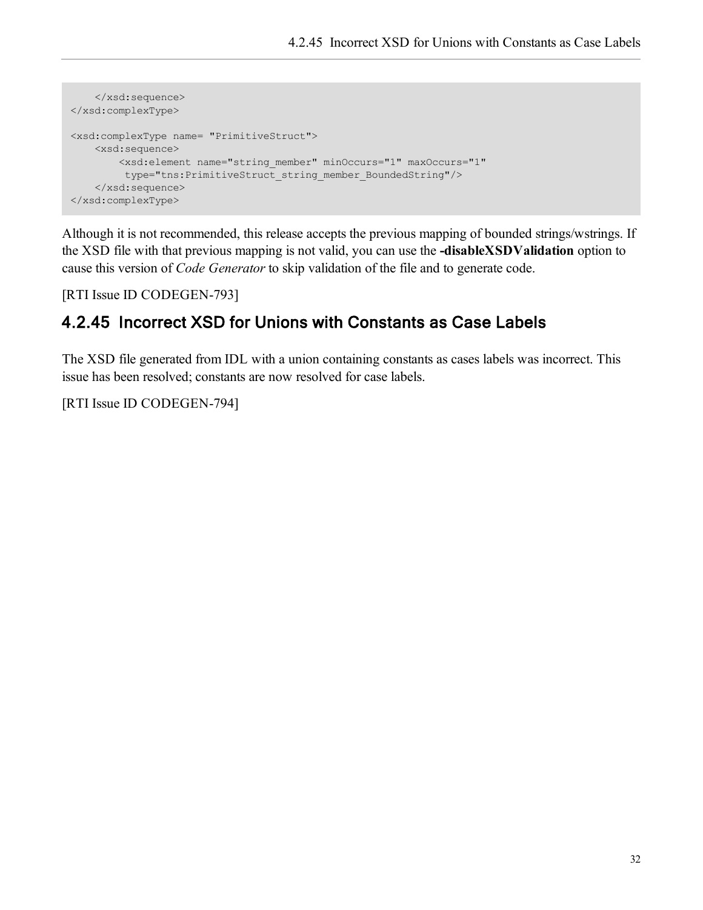```
    </xsd:sequence>
</xsd:complexType>

<xsd:complexType name= "PrimitiveStruct">
    <xsd:sequence>
        <xsd:element name="string_member" minOccurs="1" maxOccurs="1"
         type="tns:PrimitiveStruct_string_member_BoundedString"/>
    </xsd:sequence>
</xsd:complexType>
```

Although it is not recommended, this release accepts the previous mapping of bounded strings/wstrings. If the XSD file with that previous mapping is not valid, you can use the **-disableXSDValidation** option to cause this version of *Code Generator* to skip validation of the file and to generate code.

[RTI Issue ID CODEGEN-793]

### 4.2.45 Incorrect XSD for Unions with Constants as Case Labels

The XSD file generated from IDL with a union containing constants as cases labels was incorrect. This issue has been resolved; constants are now resolved for case labels.

[RTI Issue ID CODEGEN-794]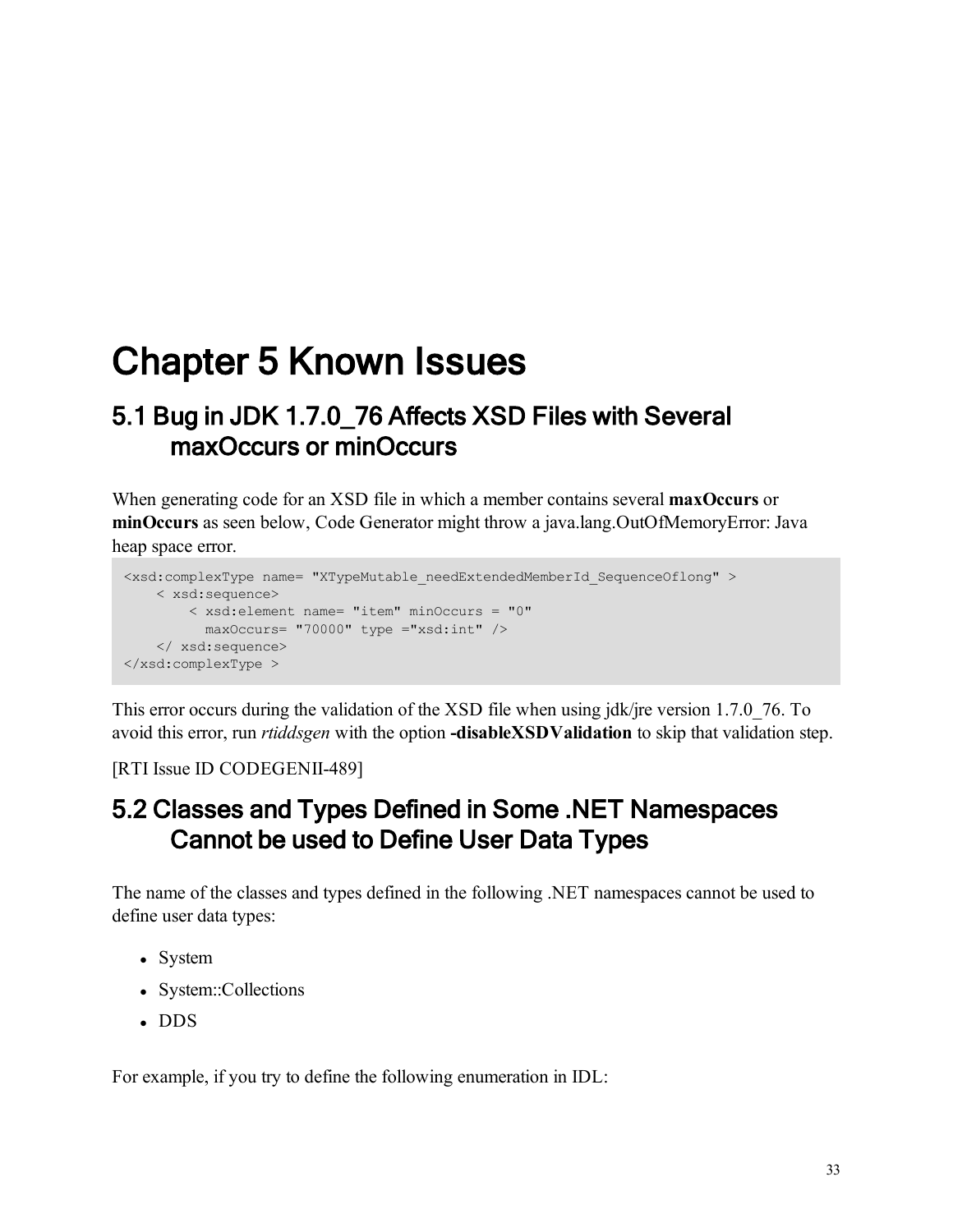# Chapter 5 Known Issues

## 5.1 Bug in JDK 1.7.0_76 Affects XSD Files with Several maxOccurs or minOccurs

When generating code for an XSD file in which a member contains several **maxOccurs** or **minOccurs** as seen below, Code Generator might throw a java.lang.OutOfMemoryError: Java heap space error.

```
<xsd:complexType name= "XTypeMutable_needExtendedMemberId_SequenceOflong" >
    < xsd:sequence>
        < xsd:element name= "item" minOccurs = "0"
          maxOccurs= "70000" type ="xsd:int" />
    </ xsd:sequence>
</xsd:complexType >
```

This error occurs during the validation of the XSD file when using jdk/jre version 1.7.0_76. To avoid this error, run *rtiddsgen* with the option **-disableXSDValidation** to skip that validation step.

[RTI Issue ID CODEGENII-489]

## 5.2 Classes and Types Defined in Some .NET Namespaces Cannot be used to Define User Data Types

The name of the classes and types defined in the following .NET namespaces cannot be used to define user data types:

- System
- System::Collections
- DDS

For example, if you try to define the following enumeration in IDL: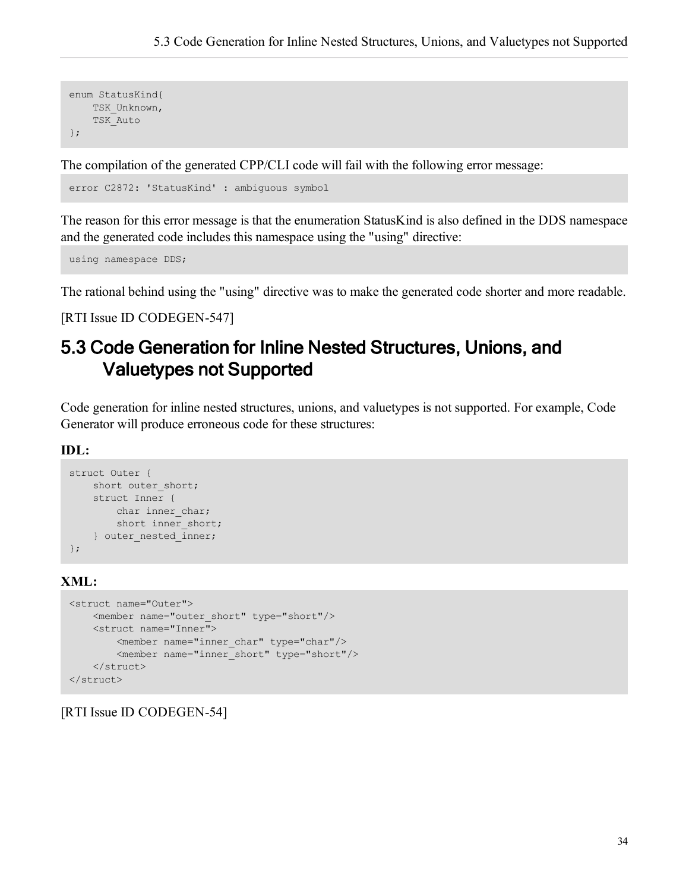```
enum StatusKind{
    TSK_Unknown,
    TSK_Auto
};
```

The compilation of the generated CPP/CLI code will fail with the following error message:

```
error C2872: 'StatusKind' : ambiguous symbol
```

The reason for this error message is that the enumeration StatusKind is also defined in the DDS namespace and the generated code includes this namespace using the "using" directive:

```
using namespace DDS;
```

The rational behind using the "using" directive was to make the generated code shorter and more readable.

[RTI Issue ID CODEGEN-547]

## 5.3 Code Generation for Inline Nested Structures, Unions, and Valuetypes not Supported

Code generation for inline nested structures, unions, and valuetypes is not supported. For example, Code Generator will produce erroneous code for these structures:

**IDL:**

```
struct Outer {
    short outer_short;
    struct Inner {
        char inner_char;
        short inner_short;
    } outer_nested_inner;
};
```

**XML:**

```
<struct name="Outer">
    <member name="outer_short" type="short"/>
    <struct name="Inner">
        <member name="inner_char" type="char"/>
        <member name="inner_short" type="short"/>
    </struct>
</struct>
```

[RTI Issue ID CODEGEN-54]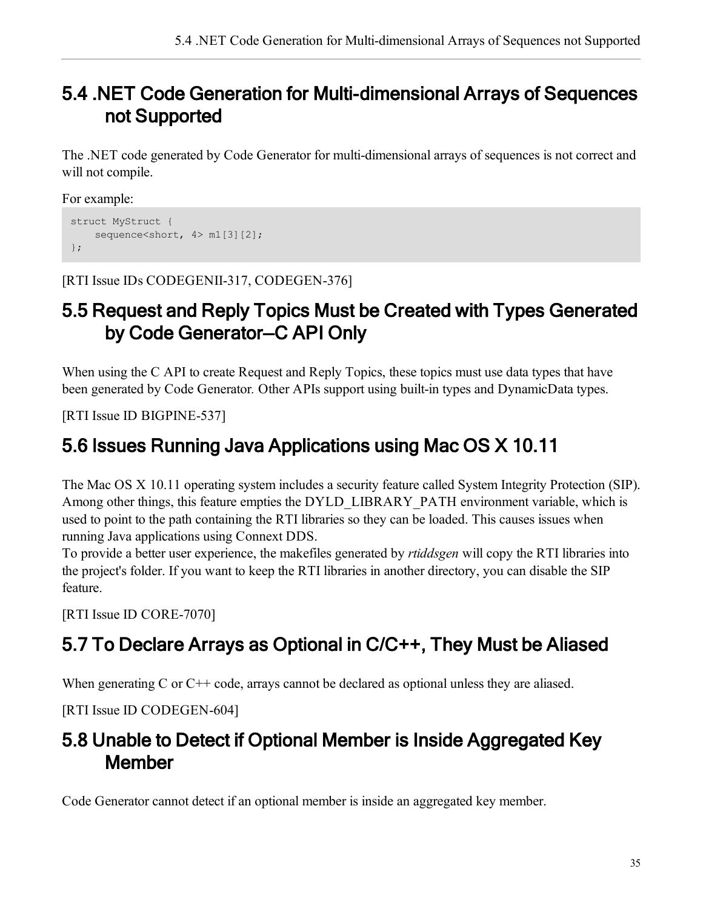## 5.4 .NET Code Generation for Multi-dimensional Arrays of Sequences not Supported

The .NET code generated by Code Generator for multi-dimensional arrays of sequences is not correct and will not compile.

For example:

```
struct MyStruct {
    sequence<short, 4> m1[3][2];
};
```

[RTI Issue IDs CODEGENII-317, CODEGEN-376]

## 5.5 Request and Reply Topics Must be Created with Types Generated by Code Generator—C API Only

When using the C API to create Request and Reply Topics, these topics must use data types that have been generated by Code Generator. Other APIs support using built-in types and DynamicData types.

[RTI Issue ID BIGPINE-537]

## 5.6 Issues Running Java Applications using Mac OS X 10.11

The Mac OS X 10.11 operating system includes a security feature called System Integrity Protection (SIP). Among other things, this feature empties the DYLD_LIBRARY_PATH environment variable, which is used to point to the path containing the RTI libraries so they can be loaded. This causes issues when running Java applications using Connext DDS.
To provide a better user experience, the makefiles generated by *rtiddsgen* will copy the RTI libraries into the project's folder. If you want to keep the RTI libraries in another directory, you can disable the SIP feature.

[RTI Issue ID CORE-7070]

## 5.7 To Declare Arrays as Optional in C/C++, They Must be Aliased

When generating C or C++ code, arrays cannot be declared as optional unless they are aliased.

[RTI Issue ID CODEGEN-604]

## 5.8 Unable to Detect if Optional Member is Inside Aggregated Key Member

Code Generator cannot detect if an optional member is inside an aggregated key member.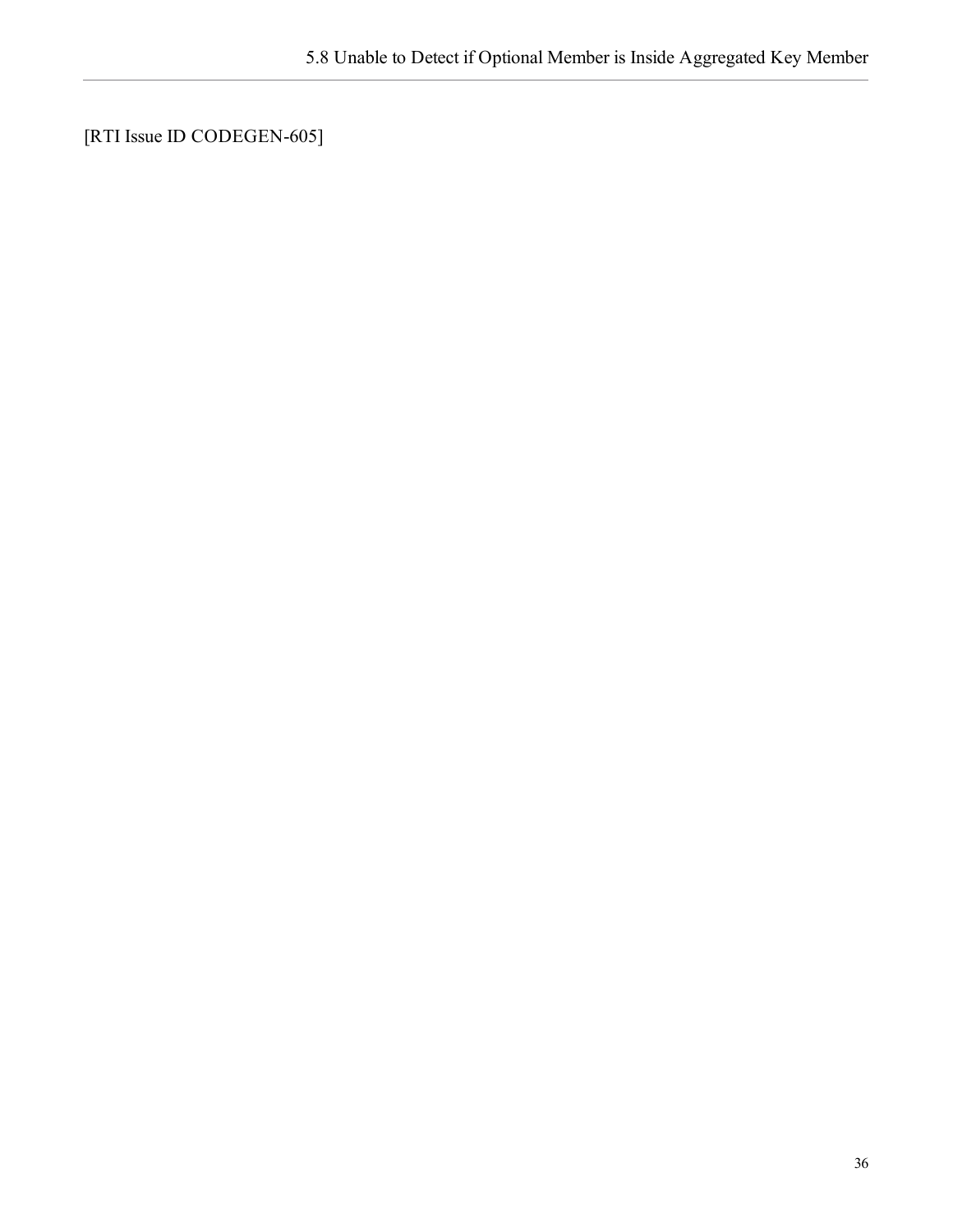[RTI Issue ID CODEGEN-605]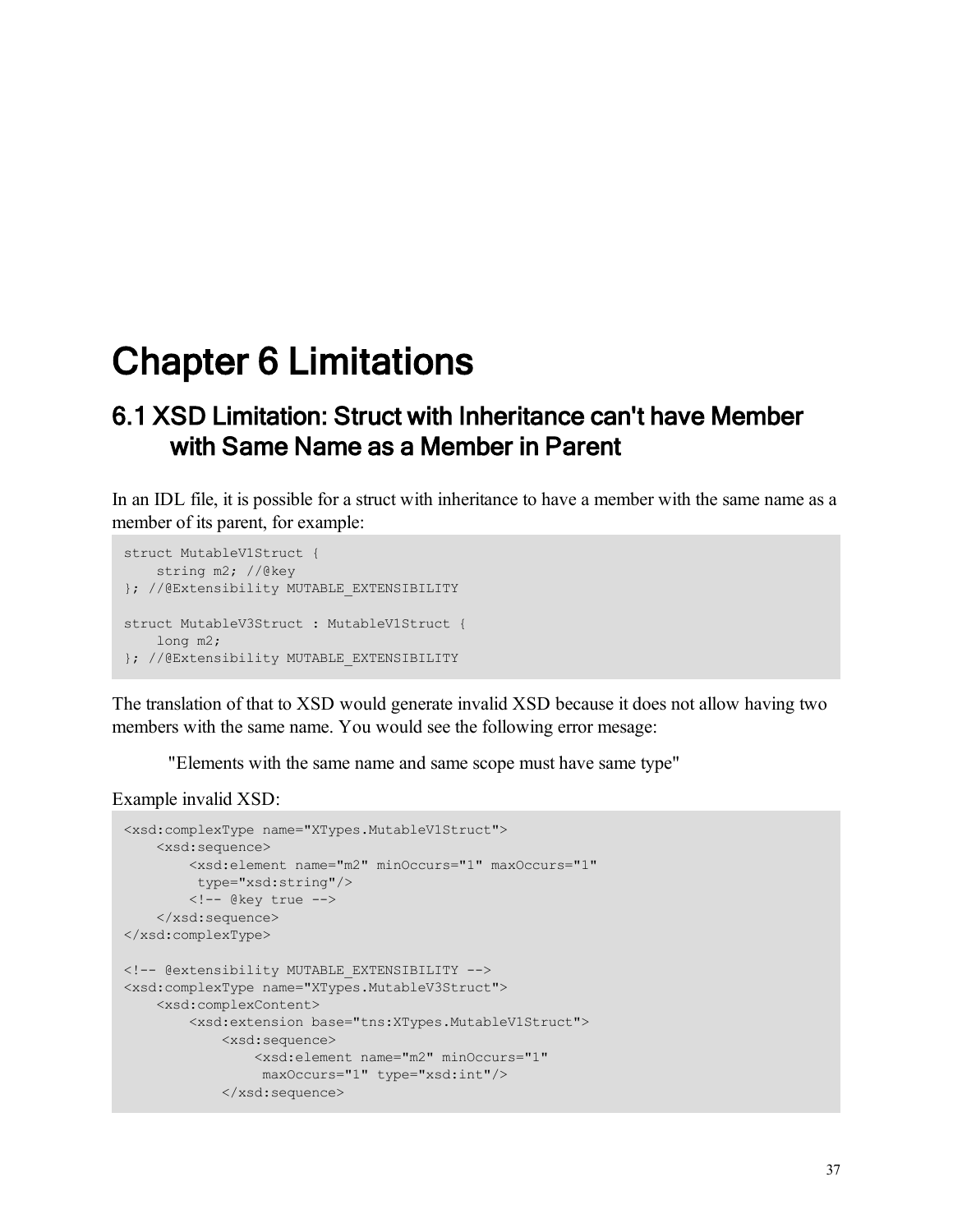# Chapter 6 Limitations

## 6.1 XSD Limitation: Struct with Inheritance can't have Member with Same Name as a Member in Parent

In an IDL file, it is possible for a struct with inheritance to have a member with the same name as a member of its parent, for example:

```
struct MutableV1Struct {
    string m2; //@key
}; //@Extensibility MUTABLE_EXTENSIBILITY

struct MutableV3Struct : MutableV1Struct {
    long m2;
}; //@Extensibility MUTABLE_EXTENSIBILITY
```

The translation of that to XSD would generate invalid XSD because it does not allow having two members with the same name. You would see the following error mesage:

> "Elements with the same name and same scope must have same type"

Example invalid XSD:

```
<xsd:complexType name="XTypes.MutableV1Struct">
    <xsd:sequence>
        <xsd:element name="m2" minOccurs="1" maxOccurs="1"
         type="xsd:string"/>
        <!-- @key true -->
    </xsd:sequence>
</xsd:complexType>

<!-- @extensibility MUTABLE_EXTENSIBILITY -->
<xsd:complexType name="XTypes.MutableV3Struct">
    <xsd:complexContent>
        <xsd:extension base="tns:XTypes.MutableV1Struct">
            <xsd:sequence>
                <xsd:element name="m2" minOccurs="1"
                 maxOccurs="1" type="xsd:int"/>
            </xsd:sequence>
```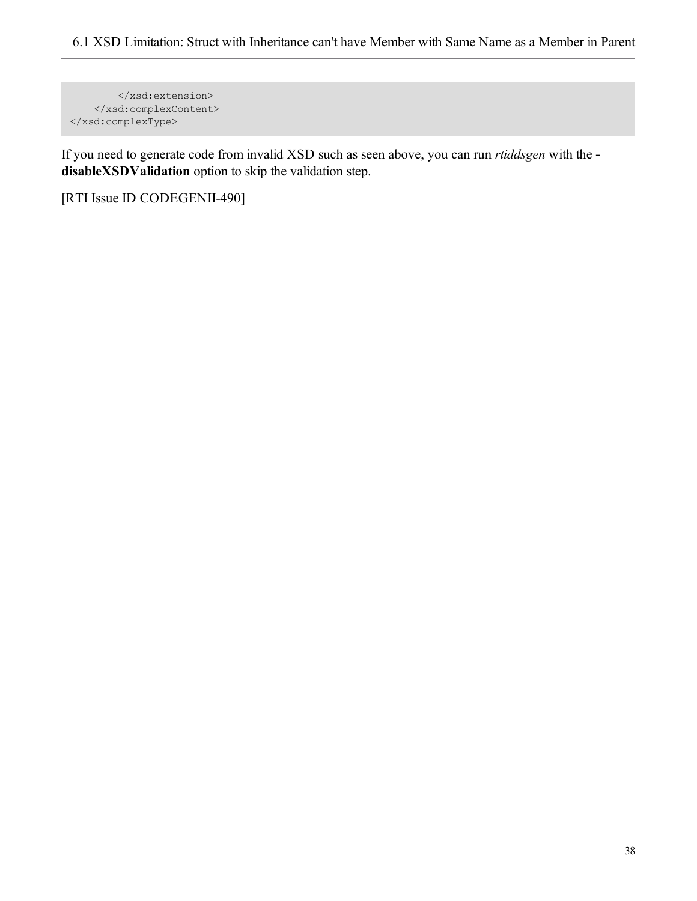```
        </xsd:extension>
    </xsd:complexContent>
</xsd:complexType>
```

If you need to generate code from invalid XSD such as seen above, you can run *rtiddsgen* with the **-disableXSDValidation** option to skip the validation step.

[RTI Issue ID CODEGENII-490]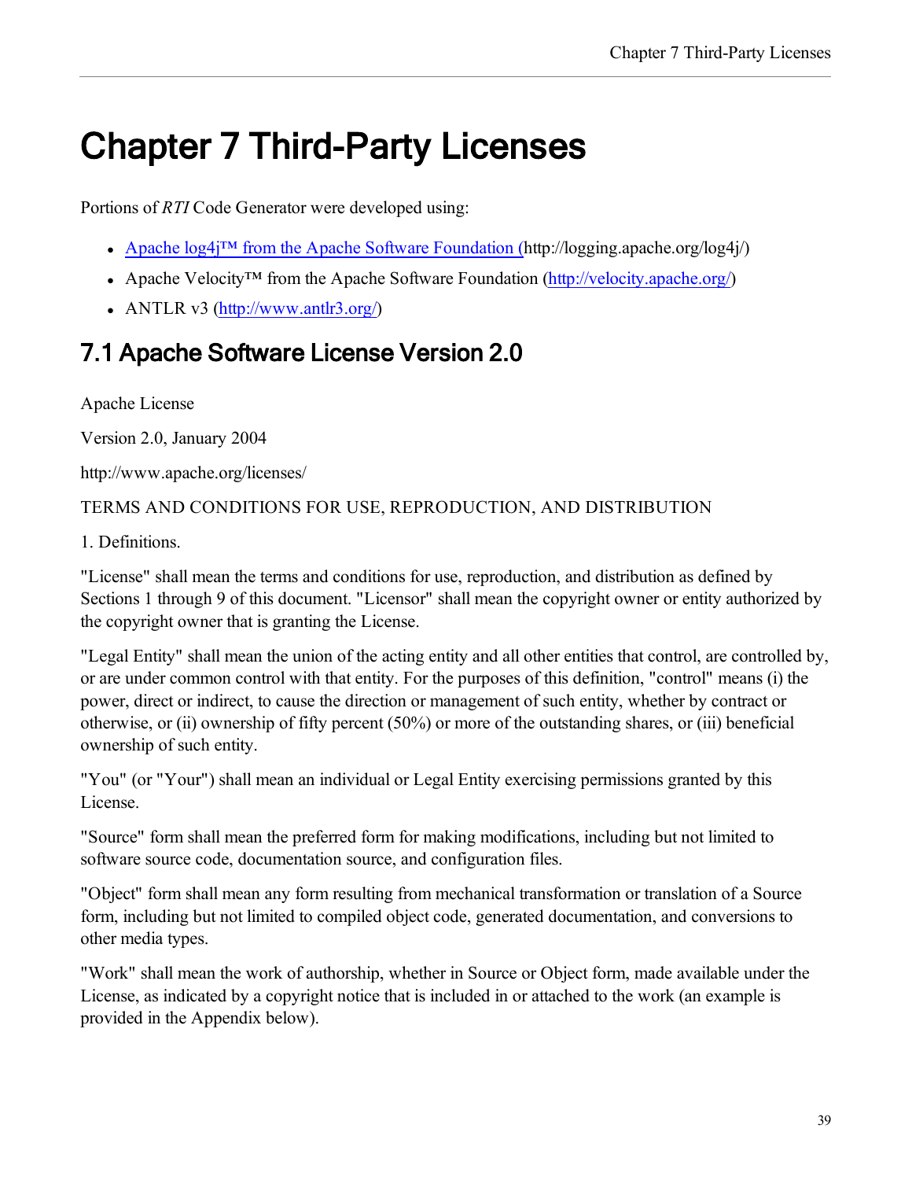# Chapter 7 Third-Party Licenses

Portions of *RTI* Code Generator were developed using:

- Apache log4j™ from the Apache Software Foundation (http://logging.apache.org/log4j/)
- Apache Velocity™ from the Apache Software Foundation (http://velocity.apache.org/)
- ANTLR v3 (http://www.antlr3.org/)

## 7.1 Apache Software License Version 2.0

Apache License

Version 2.0, January 2004

http://www.apache.org/licenses/

TERMS AND CONDITIONS FOR USE, REPRODUCTION, AND DISTRIBUTION

1. Definitions.

"License" shall mean the terms and conditions for use, reproduction, and distribution as defined by Sections 1 through 9 of this document. "Licensor" shall mean the copyright owner or entity authorized by the copyright owner that is granting the License.

"Legal Entity" shall mean the union of the acting entity and all other entities that control, are controlled by, or are under common control with that entity. For the purposes of this definition, "control" means (i) the power, direct or indirect, to cause the direction or management of such entity, whether by contract or otherwise, or (ii) ownership of fifty percent (50%) or more of the outstanding shares, or (iii) beneficial ownership of such entity.

"You" (or "Your") shall mean an individual or Legal Entity exercising permissions granted by this License.

"Source" form shall mean the preferred form for making modifications, including but not limited to software source code, documentation source, and configuration files.

"Object" form shall mean any form resulting from mechanical transformation or translation of a Source form, including but not limited to compiled object code, generated documentation, and conversions to other media types.

"Work" shall mean the work of authorship, whether in Source or Object form, made available under the License, as indicated by a copyright notice that is included in or attached to the work (an example is provided in the Appendix below).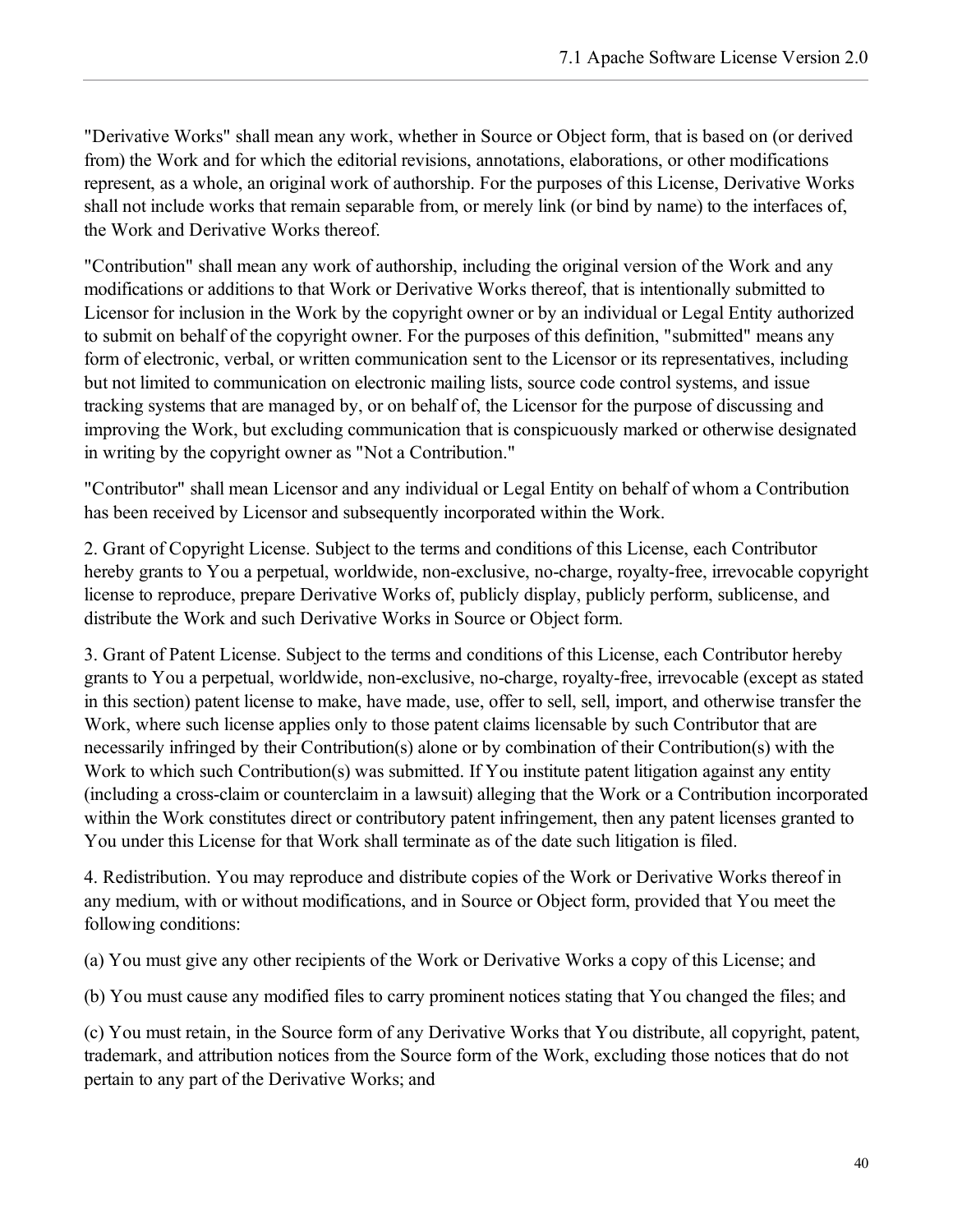"Derivative Works" shall mean any work, whether in Source or Object form, that is based on (or derived from) the Work and for which the editorial revisions, annotations, elaborations, or other modifications represent, as a whole, an original work of authorship. For the purposes of this License, Derivative Works shall not include works that remain separable from, or merely link (or bind by name) to the interfaces of, the Work and Derivative Works thereof.

"Contribution" shall mean any work of authorship, including the original version of the Work and any modifications or additions to that Work or Derivative Works thereof, that is intentionally submitted to Licensor for inclusion in the Work by the copyright owner or by an individual or Legal Entity authorized to submit on behalf of the copyright owner. For the purposes of this definition, "submitted" means any form of electronic, verbal, or written communication sent to the Licensor or its representatives, including but not limited to communication on electronic mailing lists, source code control systems, and issue tracking systems that are managed by, or on behalf of, the Licensor for the purpose of discussing and improving the Work, but excluding communication that is conspicuously marked or otherwise designated in writing by the copyright owner as "Not a Contribution."

"Contributor" shall mean Licensor and any individual or Legal Entity on behalf of whom a Contribution has been received by Licensor and subsequently incorporated within the Work.

2. Grant of Copyright License. Subject to the terms and conditions of this License, each Contributor hereby grants to You a perpetual, worldwide, non-exclusive, no-charge, royalty-free, irrevocable copyright license to reproduce, prepare Derivative Works of, publicly display, publicly perform, sublicense, and distribute the Work and such Derivative Works in Source or Object form.

3. Grant of Patent License. Subject to the terms and conditions of this License, each Contributor hereby grants to You a perpetual, worldwide, non-exclusive, no-charge, royalty-free, irrevocable (except as stated in this section) patent license to make, have made, use, offer to sell, sell, import, and otherwise transfer the Work, where such license applies only to those patent claims licensable by such Contributor that are necessarily infringed by their Contribution(s) alone or by combination of their Contribution(s) with the Work to which such Contribution(s) was submitted. If You institute patent litigation against any entity (including a cross-claim or counterclaim in a lawsuit) alleging that the Work or a Contribution incorporated within the Work constitutes direct or contributory patent infringement, then any patent licenses granted to You under this License for that Work shall terminate as of the date such litigation is filed.

4. Redistribution. You may reproduce and distribute copies of the Work or Derivative Works thereof in any medium, with or without modifications, and in Source or Object form, provided that You meet the following conditions:

(a) You must give any other recipients of the Work or Derivative Works a copy of this License; and

(b) You must cause any modified files to carry prominent notices stating that You changed the files; and

(c) You must retain, in the Source form of any Derivative Works that You distribute, all copyright, patent, trademark, and attribution notices from the Source form of the Work, excluding those notices that do not pertain to any part of the Derivative Works; and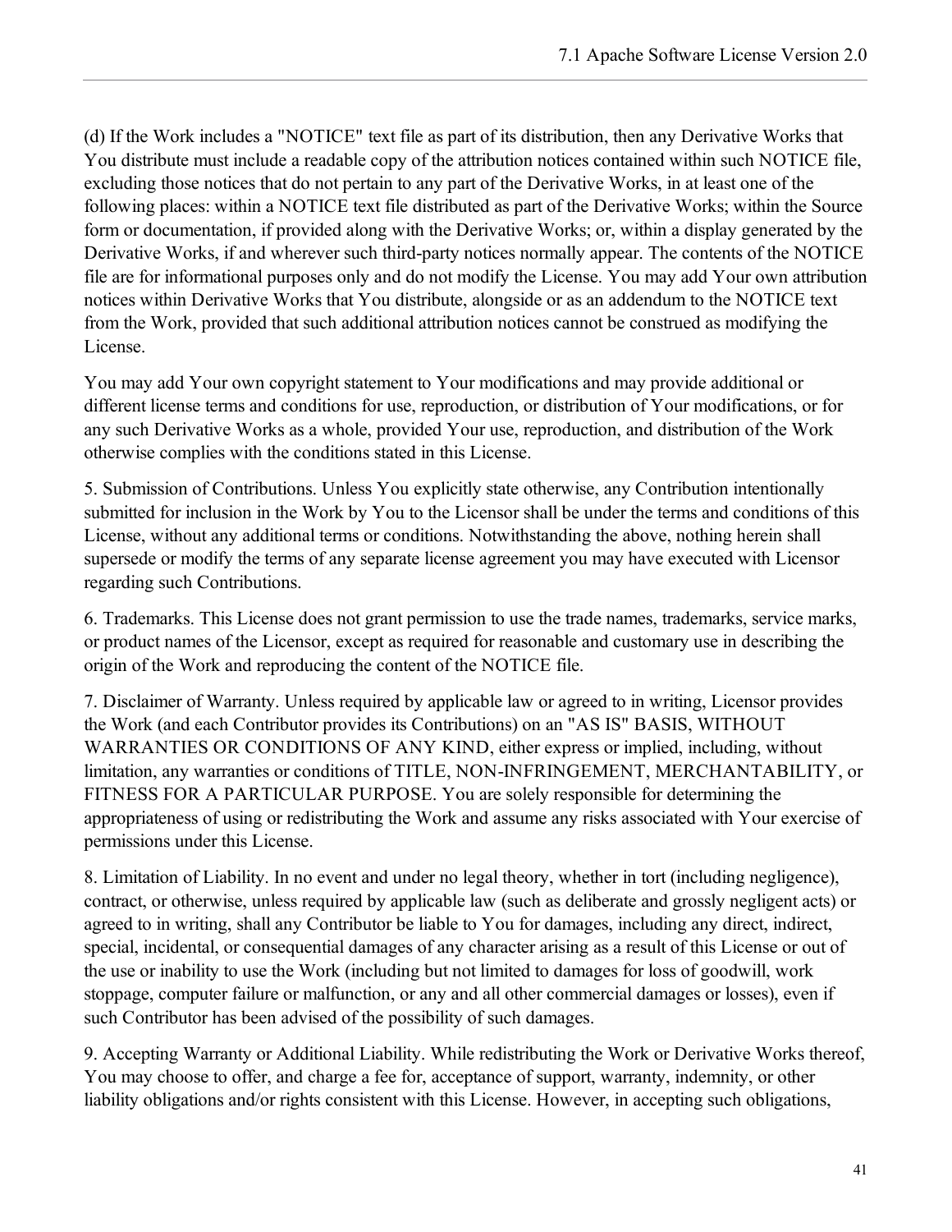(d) If the Work includes a "NOTICE" text file as part of its distribution, then any Derivative Works that You distribute must include a readable copy of the attribution notices contained within such NOTICE file, excluding those notices that do not pertain to any part of the Derivative Works, in at least one of the following places: within a NOTICE text file distributed as part of the Derivative Works; within the Source form or documentation, if provided along with the Derivative Works; or, within a display generated by the Derivative Works, if and wherever such third-party notices normally appear. The contents of the NOTICE file are for informational purposes only and do not modify the License. You may add Your own attribution notices within Derivative Works that You distribute, alongside or as an addendum to the NOTICE text from the Work, provided that such additional attribution notices cannot be construed as modifying the License.

You may add Your own copyright statement to Your modifications and may provide additional or different license terms and conditions for use, reproduction, or distribution of Your modifications, or for any such Derivative Works as a whole, provided Your use, reproduction, and distribution of the Work otherwise complies with the conditions stated in this License.

5. Submission of Contributions. Unless You explicitly state otherwise, any Contribution intentionally submitted for inclusion in the Work by You to the Licensor shall be under the terms and conditions of this License, without any additional terms or conditions. Notwithstanding the above, nothing herein shall supersede or modify the terms of any separate license agreement you may have executed with Licensor regarding such Contributions.

6. Trademarks. This License does not grant permission to use the trade names, trademarks, service marks, or product names of the Licensor, except as required for reasonable and customary use in describing the origin of the Work and reproducing the content of the NOTICE file.

7. Disclaimer of Warranty. Unless required by applicable law or agreed to in writing, Licensor provides the Work (and each Contributor provides its Contributions) on an "AS IS" BASIS, WITHOUT WARRANTIES OR CONDITIONS OF ANY KIND, either express or implied, including, without limitation, any warranties or conditions of TITLE, NON-INFRINGEMENT, MERCHANTABILITY, or FITNESS FOR A PARTICULAR PURPOSE. You are solely responsible for determining the appropriateness of using or redistributing the Work and assume any risks associated with Your exercise of permissions under this License.

8. Limitation of Liability. In no event and under no legal theory, whether in tort (including negligence), contract, or otherwise, unless required by applicable law (such as deliberate and grossly negligent acts) or agreed to in writing, shall any Contributor be liable to You for damages, including any direct, indirect, special, incidental, or consequential damages of any character arising as a result of this License or out of the use or inability to use the Work (including but not limited to damages for loss of goodwill, work stoppage, computer failure or malfunction, or any and all other commercial damages or losses), even if such Contributor has been advised of the possibility of such damages.

9. Accepting Warranty or Additional Liability. While redistributing the Work or Derivative Works thereof, You may choose to offer, and charge a fee for, acceptance of support, warranty, indemnity, or other liability obligations and/or rights consistent with this License. However, in accepting such obligations,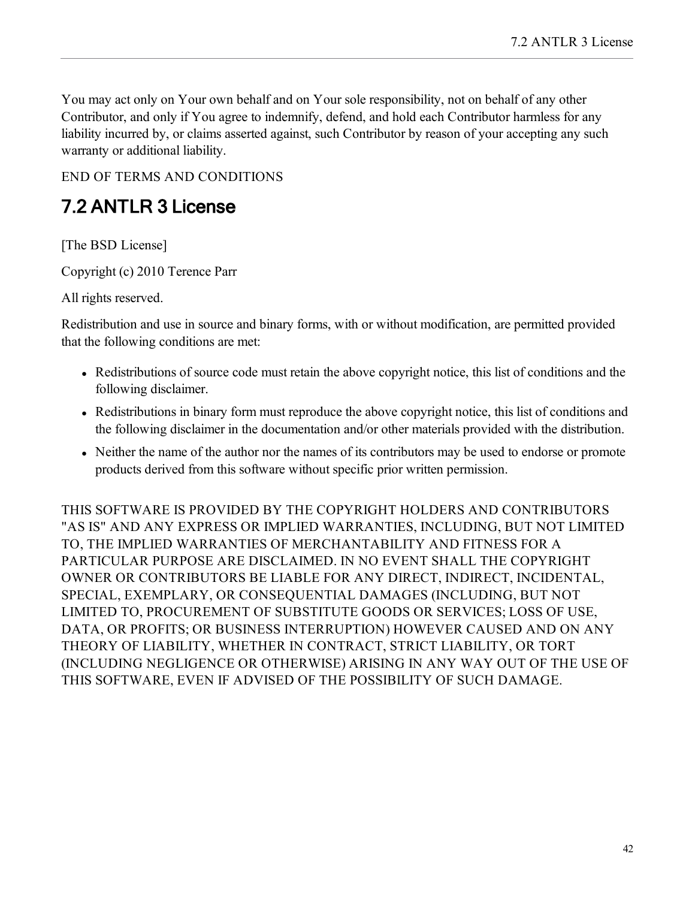You may act only on Your own behalf and on Your sole responsibility, not on behalf of any other Contributor, and only if You agree to indemnify, defend, and hold each Contributor harmless for any liability incurred by, or claims asserted against, such Contributor by reason of your accepting any such warranty or additional liability.

END OF TERMS AND CONDITIONS

## 7.2 ANTLR 3 License

[The BSD License]

Copyright (c) 2010 Terence Parr

All rights reserved.

Redistribution and use in source and binary forms, with or without modification, are permitted provided that the following conditions are met:

- Redistributions of source code must retain the above copyright notice, this list of conditions and the following disclaimer.
- Redistributions in binary form must reproduce the above copyright notice, this list of conditions and the following disclaimer in the documentation and/or other materials provided with the distribution.
- Neither the name of the author nor the names of its contributors may be used to endorse or promote products derived from this software without specific prior written permission.

THIS SOFTWARE IS PROVIDED BY THE COPYRIGHT HOLDERS AND CONTRIBUTORS "AS IS" AND ANY EXPRESS OR IMPLIED WARRANTIES, INCLUDING, BUT NOT LIMITED TO, THE IMPLIED WARRANTIES OF MERCHANTABILITY AND FITNESS FOR A PARTICULAR PURPOSE ARE DISCLAIMED. IN NO EVENT SHALL THE COPYRIGHT OWNER OR CONTRIBUTORS BE LIABLE FOR ANY DIRECT, INDIRECT, INCIDENTAL, SPECIAL, EXEMPLARY, OR CONSEQUENTIAL DAMAGES (INCLUDING, BUT NOT LIMITED TO, PROCUREMENT OF SUBSTITUTE GOODS OR SERVICES; LOSS OF USE, DATA, OR PROFITS; OR BUSINESS INTERRUPTION) HOWEVER CAUSED AND ON ANY THEORY OF LIABILITY, WHETHER IN CONTRACT, STRICT LIABILITY, OR TORT (INCLUDING NEGLIGENCE OR OTHERWISE) ARISING IN ANY WAY OUT OF THE USE OF THIS SOFTWARE, EVEN IF ADVISED OF THE POSSIBILITY OF SUCH DAMAGE.